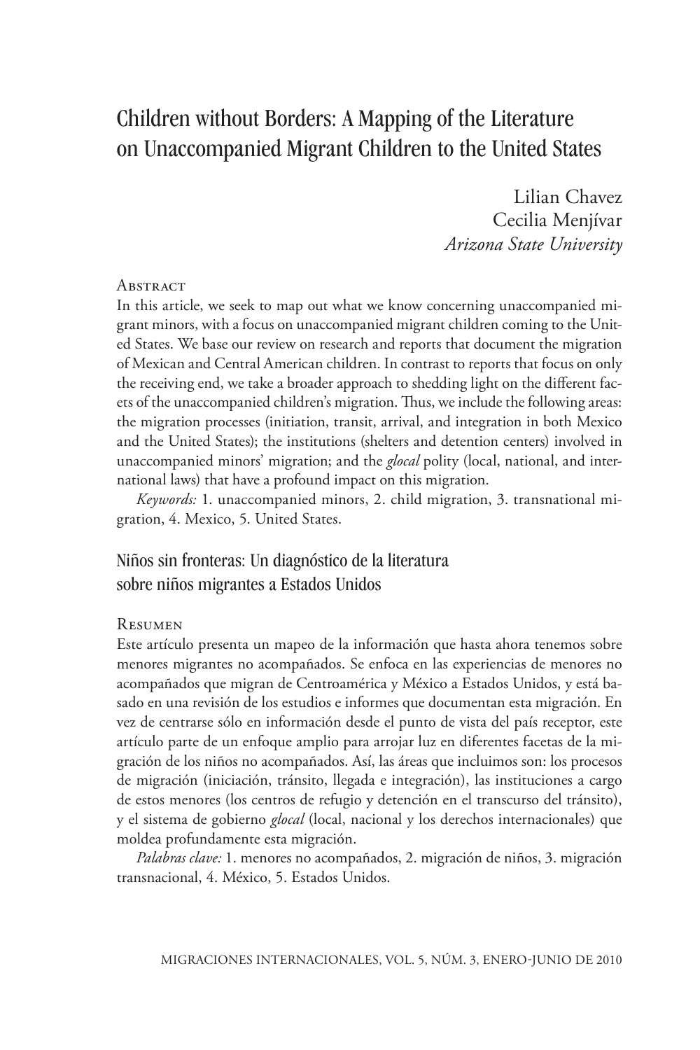# Children without Borders: A Mapping of the Literature on Unaccompanied Migrant Children to the United States

Lilian Chavez  
Cecilia Menjívar  
*Arizona State University*

## Abstract

In this article, we seek to map out what we know concerning unaccompanied migrant minors, with a focus on unaccompanied migrant children coming to the United States. We base our review on research and reports that document the migration of Mexican and Central American children. In contrast to reports that focus on only the receiving end, we take a broader approach to shedding light on the different facets of the unaccompanied children's migration. Thus, we include the following areas: the migration processes (initiation, transit, arrival, and integration in both Mexico and the United States); the institutions (shelters and detention centers) involved in unaccompanied minors' migration; and the *glocal* polity (local, national, and international laws) that have a profound impact on this migration.

*Keywords:* 1. unaccompanied minors, 2. child migration, 3. transnational migration, 4. Mexico, 5. United States.

## Niños sin fronteras: Un diagnóstico de la literatura sobre niños migrantes a Estados Unidos

## Resumen

Este artículo presenta un mapeo de la información que hasta ahora tenemos sobre menores migrantes no acompañados. Se enfoca en las experiencias de menores no acompañados que migran de Centroamérica y México a Estados Unidos, y está basado en una revisión de los estudios e informes que documentan esta migración. En vez de centrarse sólo en información desde el punto de vista del país receptor, este artículo parte de un enfoque amplio para arrojar luz en diferentes facetas de la migración de los niños no acompañados. Así, las áreas que incluimos son: los procesos de migración (iniciación, tránsito, llegada e integración), las instituciones a cargo de estos menores (los centros de refugio y detención en el transcurso del tránsito), y el sistema de gobierno *glocal* (local, nacional y los derechos internacionales) que moldea profundamente esta migración.

*Palabras clave:* 1. menores no acompañados, 2. migración de niños, 3. migración transnacional, 4. México, 5. Estados Unidos.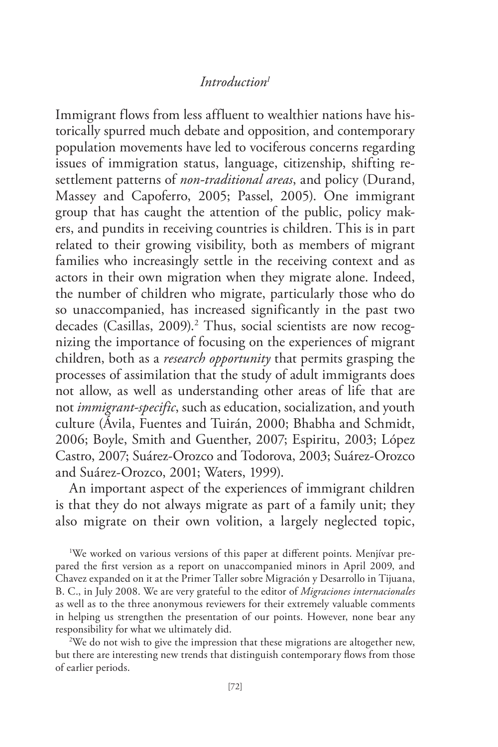## *Introduction*[1]

Immigrant flows from less affluent to wealthier nations have historically spurred much debate and opposition, and contemporary population movements have led to vociferous concerns regarding issues of immigration status, language, citizenship, shifting resettlement patterns of *non-traditional areas*, and policy (Durand, Massey and Capoferro, 2005; Passel, 2005). One immigrant group that has caught the attention of the public, policy makers, and pundits in receiving countries is children. This is in part related to their growing visibility, both as members of migrant families who increasingly settle in the receiving context and as actors in their own migration when they migrate alone. Indeed, the number of children who migrate, particularly those who do so unaccompanied, has increased significantly in the past two decades (Casillas, 2009).[2] Thus, social scientists are now recognizing the importance of focusing on the experiences of migrant children, both as a *research opportunity* that permits grasping the processes of assimilation that the study of adult immigrants does not allow, as well as understanding other areas of life that are not *immigrant-specific*, such as education, socialization, and youth culture (Ávila, Fuentes and Tuirán, 2000; Bhabha and Schmidt, 2006; Boyle, Smith and Guenther, 2007; Espiritu, 2003; López Castro, 2007; Suárez-Orozco and Todorova, 2003; Suárez-Orozco and Suárez-Orozco, 2001; Waters, 1999).

An important aspect of the experiences of immigrant children is that they do not always migrate as part of a family unit; they also migrate on their own volition, a largely neglected topic,

[1]We worked on various versions of this paper at different points. Menjívar prepared the first version as a report on unaccompanied minors in April 2009, and Chavez expanded on it at the Primer Taller sobre Migración y Desarrollo in Tijuana, B. C., in July 2008. We are very grateful to the editor of *Migraciones internacionales* as well as to the three anonymous reviewers for their extremely valuable comments in helping us strengthen the presentation of our points. However, none bear any responsibility for what we ultimately did.

[2]We do not wish to give the impression that these migrations are altogether new, but there are interesting new trends that distinguish contemporary flows from those of earlier periods.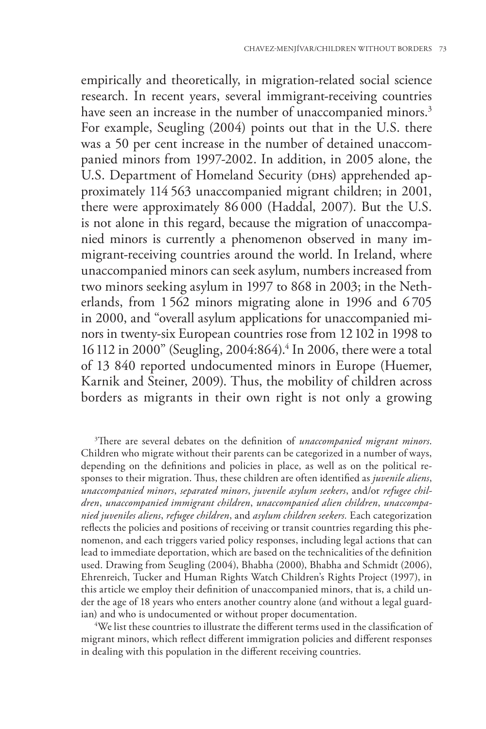empirically and theoretically, in migration-related social science research. In recent years, several immigrant-receiving countries have seen an increase in the number of unaccompanied minors.[3] For example, Seugling (2004) points out that in the U.S. there was a 50 per cent increase in the number of detained unaccompanied minors from 1997-2002. In addition, in 2005 alone, the U.S. Department of Homeland Security (DHS) apprehended approximately 114 563 unaccompanied migrant children; in 2001, there were approximately 86 000 (Haddal, 2007). But the U.S. is not alone in this regard, because the migration of unaccompanied minors is currently a phenomenon observed in many immigrant-receiving countries around the world. In Ireland, where unaccompanied minors can seek asylum, numbers increased from two minors seeking asylum in 1997 to 868 in 2003; in the Netherlands, from 1 562 minors migrating alone in 1996 and 6 705 in 2000, and "overall asylum applications for unaccompanied minors in twenty-six European countries rose from 12 102 in 1998 to 16 112 in 2000" (Seugling, 2004:864).[4] In 2006, there were a total of 13 840 reported undocumented minors in Europe (Huemer, Karnik and Steiner, 2009). Thus, the mobility of children across borders as migrants in their own right is not only a growing

[3]There are several debates on the definition of *unaccompanied migrant minors*. Children who migrate without their parents can be categorized in a number of ways, depending on the definitions and policies in place, as well as on the political responses to their migration. Thus, these children are often identified as *juvenile aliens*, *unaccompanied minors*, *separated minors*, *juvenile asylum seekers*, and/or *refugee children*, *unaccompanied immigrant children*, *unaccompanied alien children*, *unaccompanied juveniles aliens*, *refugee children*, and *asylum children seekers.* Each categorization reflects the policies and positions of receiving or transit countries regarding this phenomenon, and each triggers varied policy responses, including legal actions that can lead to immediate deportation, which are based on the technicalities of the definition used. Drawing from Seugling (2004), Bhabha (2000), Bhabha and Schmidt (2006), Ehrenreich, Tucker and Human Rights Watch Children's Rights Project (1997), in this article we employ their definition of unaccompanied minors, that is, a child under the age of 18 years who enters another country alone (and without a legal guardian) and who is undocumented or without proper documentation.

[4]We list these countries to illustrate the different terms used in the classification of migrant minors, which reflect different immigration policies and different responses in dealing with this population in the different receiving countries.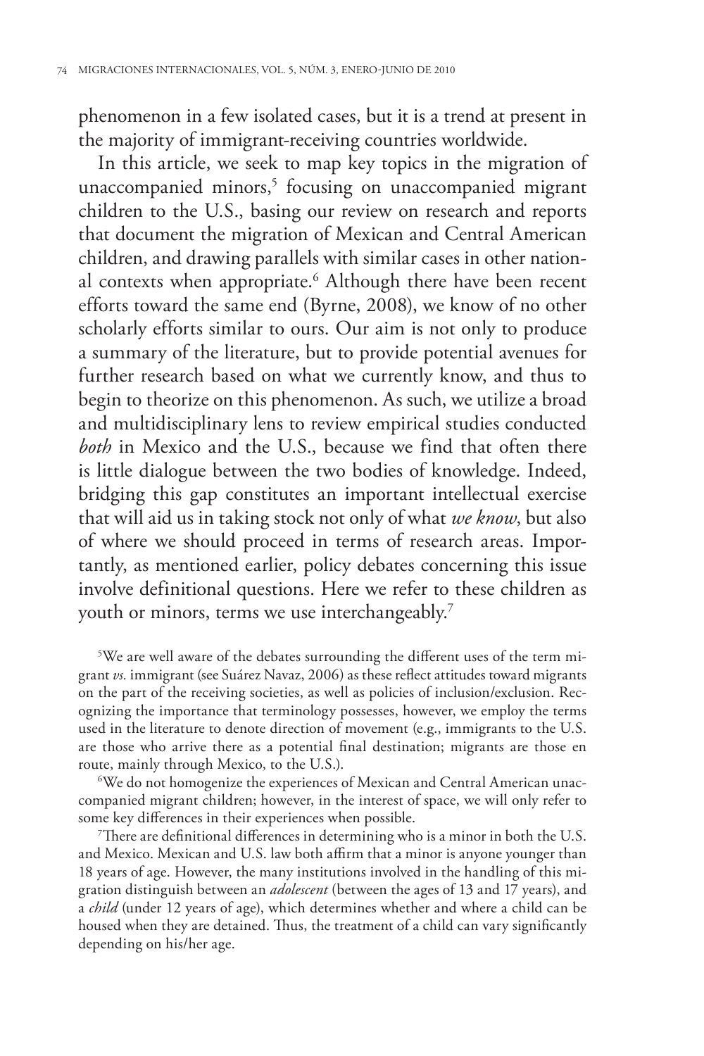phenomenon in a few isolated cases, but it is a trend at present in the majority of immigrant-receiving countries worldwide.

In this article, we seek to map key topics in the migration of unaccompanied minors,[5] focusing on unaccompanied migrant children to the U.S., basing our review on research and reports that document the migration of Mexican and Central American children, and drawing parallels with similar cases in other national contexts when appropriate.[6] Although there have been recent efforts toward the same end (Byrne, 2008), we know of no other scholarly efforts similar to ours. Our aim is not only to produce a summary of the literature, but to provide potential avenues for further research based on what we currently know, and thus to begin to theorize on this phenomenon. As such, we utilize a broad and multidisciplinary lens to review empirical studies conducted *both* in Mexico and the U.S., because we find that often there is little dialogue between the two bodies of knowledge. Indeed, bridging this gap constitutes an important intellectual exercise that will aid us in taking stock not only of what *we know*, but also of where we should proceed in terms of research areas. Importantly, as mentioned earlier, policy debates concerning this issue involve definitional questions. Here we refer to these children as youth or minors, terms we use interchangeably.[7]

[5]We are well aware of the debates surrounding the different uses of the term migrant *vs.* immigrant (see Suárez Navaz, 2006) as these reflect attitudes toward migrants on the part of the receiving societies, as well as policies of inclusion/exclusion. Recognizing the importance that terminology possesses, however, we employ the terms used in the literature to denote direction of movement (e.g., immigrants to the U.S. are those who arrive there as a potential final destination; migrants are those en route, mainly through Mexico, to the U.S.).

[6]We do not homogenize the experiences of Mexican and Central American unaccompanied migrant children; however, in the interest of space, we will only refer to some key differences in their experiences when possible.

[7]There are definitional differences in determining who is a minor in both the U.S. and Mexico. Mexican and U.S. law both affirm that a minor is anyone younger than 18 years of age. However, the many institutions involved in the handling of this migration distinguish between an *adolescent* (between the ages of 13 and 17 years), and a *child* (under 12 years of age), which determines whether and where a child can be housed when they are detained. Thus, the treatment of a child can vary significantly depending on his/her age.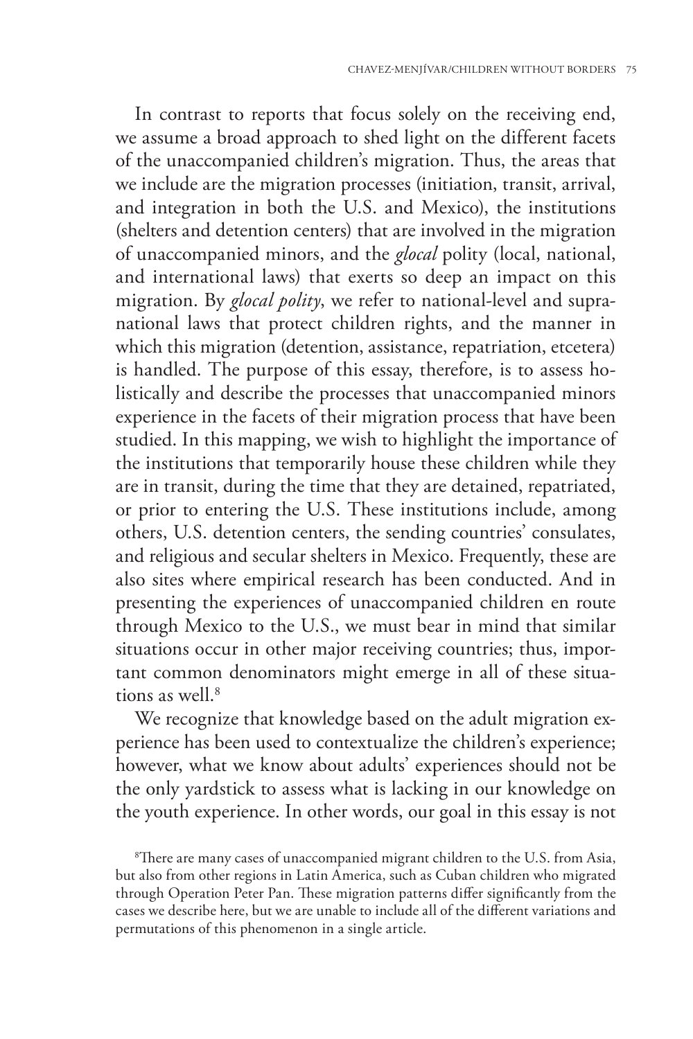In contrast to reports that focus solely on the receiving end, we assume a broad approach to shed light on the different facets of the unaccompanied children's migration. Thus, the areas that we include are the migration processes (initiation, transit, arrival, and integration in both the U.S. and Mexico), the institutions (shelters and detention centers) that are involved in the migration of unaccompanied minors, and the *glocal* polity (local, national, and international laws) that exerts so deep an impact on this migration. By *glocal polity*, we refer to national-level and supranational laws that protect children rights, and the manner in which this migration (detention, assistance, repatriation, etcetera) is handled. The purpose of this essay, therefore, is to assess holistically and describe the processes that unaccompanied minors experience in the facets of their migration process that have been studied. In this mapping, we wish to highlight the importance of the institutions that temporarily house these children while they are in transit, during the time that they are detained, repatriated, or prior to entering the U.S. These institutions include, among others, U.S. detention centers, the sending countries' consulates, and religious and secular shelters in Mexico. Frequently, these are also sites where empirical research has been conducted. And in presenting the experiences of unaccompanied children en route through Mexico to the U.S., we must bear in mind that similar situations occur in other major receiving countries; thus, important common denominators might emerge in all of these situations as well.[8]

We recognize that knowledge based on the adult migration experience has been used to contextualize the children's experience; however, what we know about adults' experiences should not be the only yardstick to assess what is lacking in our knowledge on the youth experience. In other words, our goal in this essay is not

[8]There are many cases of unaccompanied migrant children to the U.S. from Asia, but also from other regions in Latin America, such as Cuban children who migrated through Operation Peter Pan. These migration patterns differ significantly from the cases we describe here, but we are unable to include all of the different variations and permutations of this phenomenon in a single article.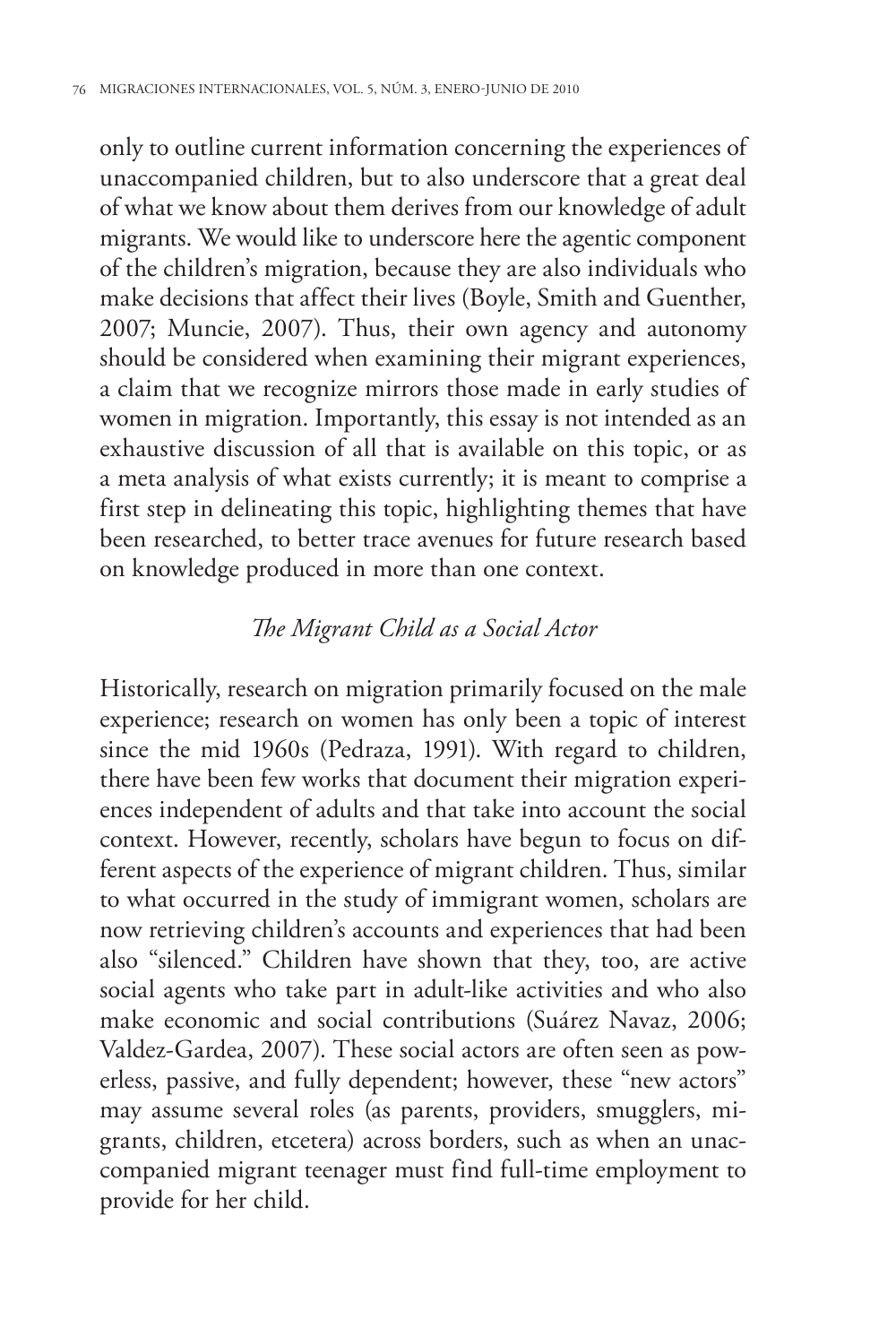only to outline current information concerning the experiences of unaccompanied children, but to also underscore that a great deal of what we know about them derives from our knowledge of adult migrants. We would like to underscore here the agentic component of the children's migration, because they are also individuals who make decisions that affect their lives (Boyle, Smith and Guenther, 2007; Muncie, 2007). Thus, their own agency and autonomy should be considered when examining their migrant experiences, a claim that we recognize mirrors those made in early studies of women in migration. Importantly, this essay is not intended as an exhaustive discussion of all that is available on this topic, or as a meta analysis of what exists currently; it is meant to comprise a first step in delineating this topic, highlighting themes that have been researched, to better trace avenues for future research based on knowledge produced in more than one context.

### *The Migrant Child as a Social Actor*

Historically, research on migration primarily focused on the male experience; research on women has only been a topic of interest since the mid 1960s (Pedraza, 1991). With regard to children, there have been few works that document their migration experiences independent of adults and that take into account the social context. However, recently, scholars have begun to focus on different aspects of the experience of migrant children. Thus, similar to what occurred in the study of immigrant women, scholars are now retrieving children's accounts and experiences that had been also "silenced." Children have shown that they, too, are active social agents who take part in adult-like activities and who also make economic and social contributions (Suárez Navaz, 2006; Valdez-Gardea, 2007). These social actors are often seen as powerless, passive, and fully dependent; however, these "new actors" may assume several roles (as parents, providers, smugglers, migrants, children, etcetera) across borders, such as when an unaccompanied migrant teenager must find full-time employment to provide for her child.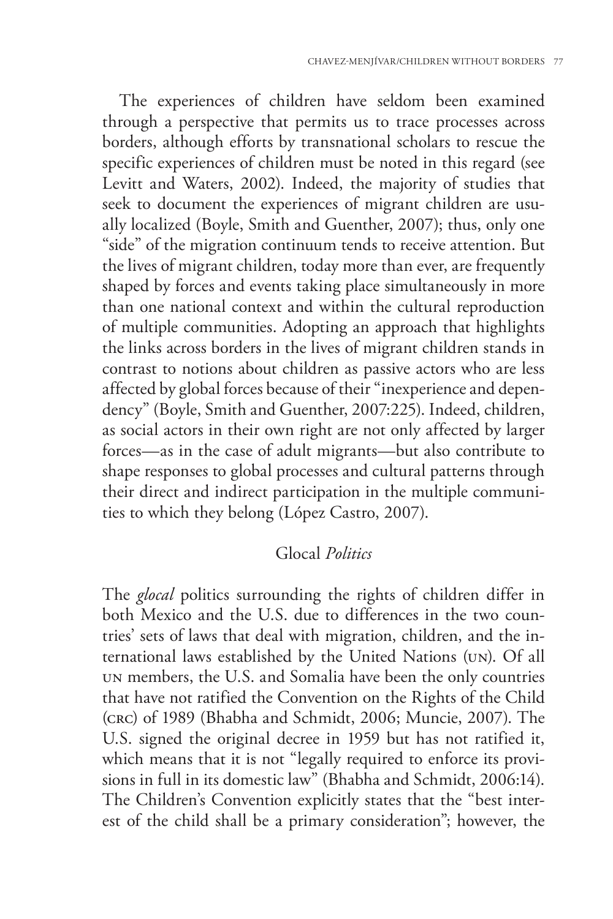The experiences of children have seldom been examined through a perspective that permits us to trace processes across borders, although efforts by transnational scholars to rescue the specific experiences of children must be noted in this regard (see Levitt and Waters, 2002). Indeed, the majority of studies that seek to document the experiences of migrant children are usually localized (Boyle, Smith and Guenther, 2007); thus, only one "side" of the migration continuum tends to receive attention. But the lives of migrant children, today more than ever, are frequently shaped by forces and events taking place simultaneously in more than one national context and within the cultural reproduction of multiple communities. Adopting an approach that highlights the links across borders in the lives of migrant children stands in contrast to notions about children as passive actors who are less affected by global forces because of their "inexperience and dependency" (Boyle, Smith and Guenther, 2007:225). Indeed, children, as social actors in their own right are not only affected by larger forces—as in the case of adult migrants—but also contribute to shape responses to global processes and cultural patterns through their direct and indirect participation in the multiple communities to which they belong (López Castro, 2007).

## Glocal *Politics*

The *glocal* politics surrounding the rights of children differ in both Mexico and the U.S. due to differences in the two countries' sets of laws that deal with migration, children, and the international laws established by the United Nations (UN). Of all UN members, the U.S. and Somalia have been the only countries that have not ratified the Convention on the Rights of the Child (CRC) of 1989 (Bhabha and Schmidt, 2006; Muncie, 2007). The U.S. signed the original decree in 1959 but has not ratified it, which means that it is not "legally required to enforce its provisions in full in its domestic law" (Bhabha and Schmidt, 2006:14). The Children's Convention explicitly states that the "best interest of the child shall be a primary consideration"; however, the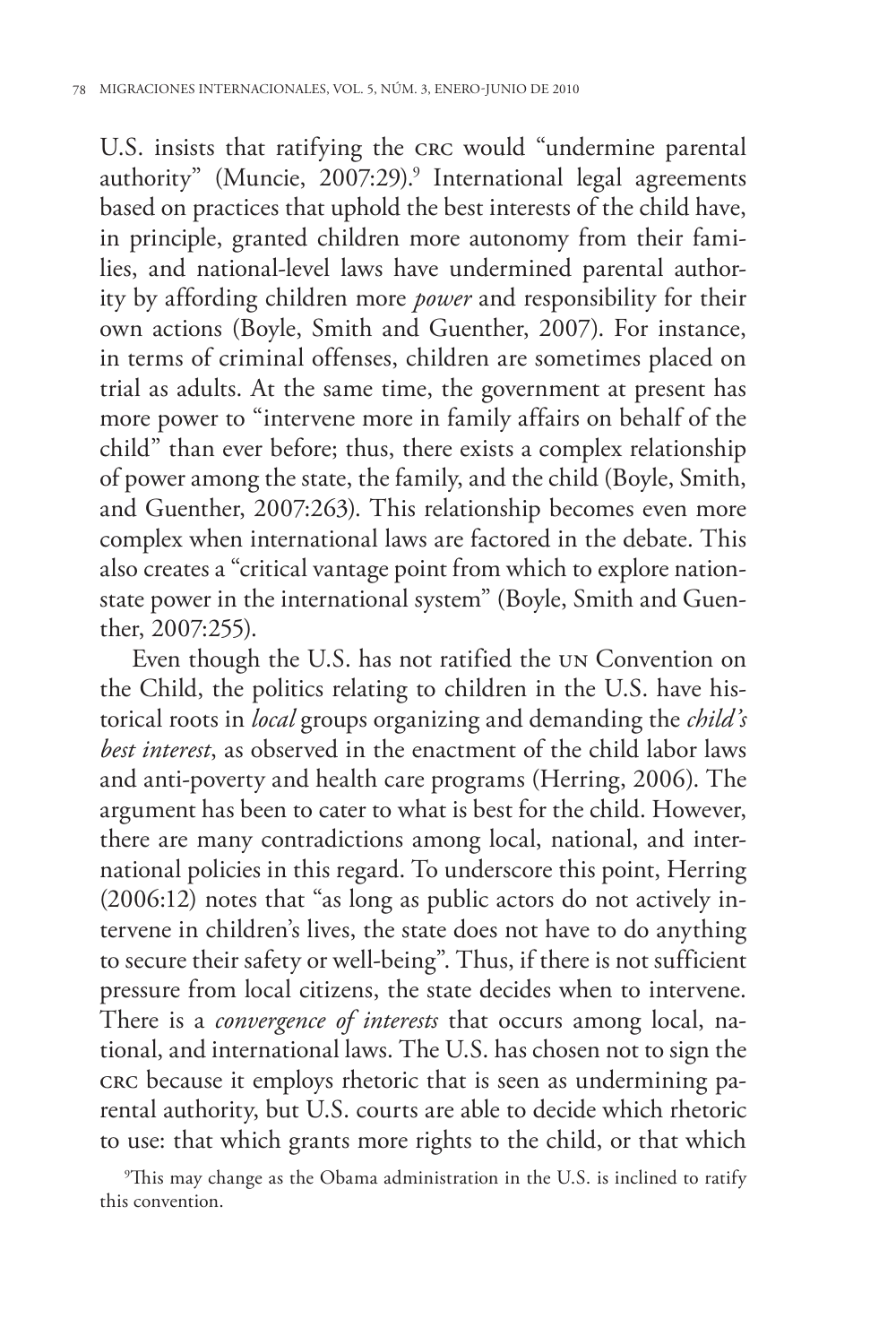U.S. insists that ratifying the CRC would "undermine parental authority" (Muncie, 2007:29).[9] International legal agreements based on practices that uphold the best interests of the child have, in principle, granted children more autonomy from their families, and national-level laws have undermined parental authority by affording children more *power* and responsibility for their own actions (Boyle, Smith and Guenther, 2007). For instance, in terms of criminal offenses, children are sometimes placed on trial as adults. At the same time, the government at present has more power to "intervene more in family affairs on behalf of the child" than ever before; thus, there exists a complex relationship of power among the state, the family, and the child (Boyle, Smith, and Guenther, 2007:263). This relationship becomes even more complex when international laws are factored in the debate. This also creates a "critical vantage point from which to explore nation-state power in the international system" (Boyle, Smith and Guenther, 2007:255).

Even though the U.S. has not ratified the UN Convention on the Child, the politics relating to children in the U.S. have historical roots in *local* groups organizing and demanding the *child's best interest*, as observed in the enactment of the child labor laws and anti-poverty and health care programs (Herring, 2006). The argument has been to cater to what is best for the child. However, there are many contradictions among local, national, and international policies in this regard. To underscore this point, Herring (2006:12) notes that "as long as public actors do not actively intervene in children's lives, the state does not have to do anything to secure their safety or well-being". Thus, if there is not sufficient pressure from local citizens, the state decides when to intervene. There is a *convergence of interests* that occurs among local, national, and international laws. The U.S. has chosen not to sign the CRC because it employs rhetoric that is seen as undermining parental authority, but U.S. courts are able to decide which rhetoric to use: that which grants more rights to the child, or that which

[9] This may change as the Obama administration in the U.S. is inclined to ratify this convention.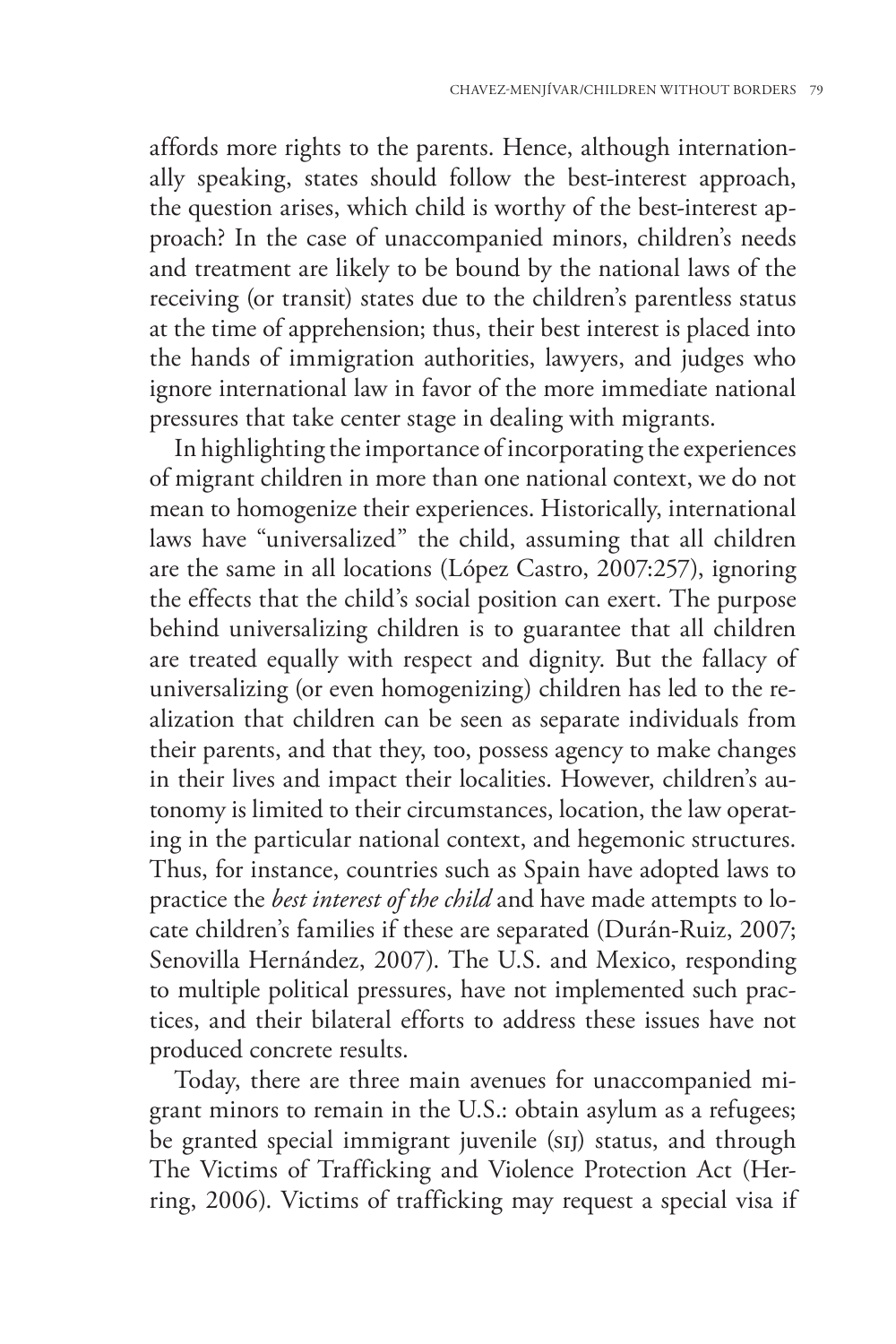affords more rights to the parents. Hence, although internationally speaking, states should follow the best-interest approach, the question arises, which child is worthy of the best-interest approach? In the case of unaccompanied minors, children's needs and treatment are likely to be bound by the national laws of the receiving (or transit) states due to the children's parentless status at the time of apprehension; thus, their best interest is placed into the hands of immigration authorities, lawyers, and judges who ignore international law in favor of the more immediate national pressures that take center stage in dealing with migrants.

In highlighting the importance of incorporating the experiences of migrant children in more than one national context, we do not mean to homogenize their experiences. Historically, international laws have "universalized" the child, assuming that all children are the same in all locations (López Castro, 2007:257), ignoring the effects that the child's social position can exert. The purpose behind universalizing children is to guarantee that all children are treated equally with respect and dignity. But the fallacy of universalizing (or even homogenizing) children has led to the realization that children can be seen as separate individuals from their parents, and that they, too, possess agency to make changes in their lives and impact their localities. However, children's autonomy is limited to their circumstances, location, the law operating in the particular national context, and hegemonic structures. Thus, for instance, countries such as Spain have adopted laws to practice the *best interest of the child* and have made attempts to locate children's families if these are separated (Durán-Ruiz, 2007; Senovilla Hernández, 2007). The U.S. and Mexico, responding to multiple political pressures, have not implemented such practices, and their bilateral efforts to address these issues have not produced concrete results.

Today, there are three main avenues for unaccompanied migrant minors to remain in the U.S.: obtain asylum as a refugees; be granted special immigrant juvenile (SIJ) status, and through The Victims of Trafficking and Violence Protection Act (Herring, 2006). Victims of trafficking may request a special visa if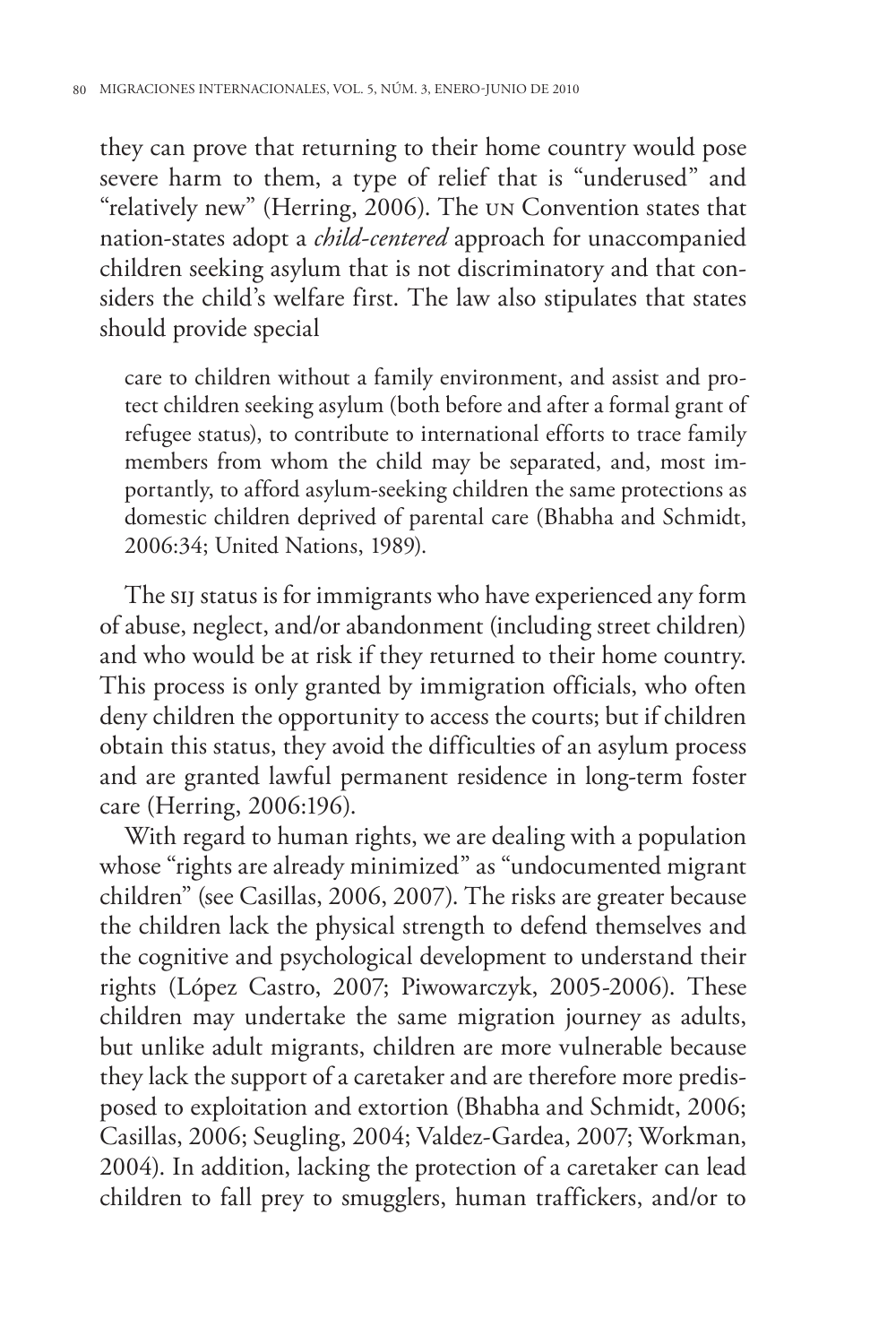they can prove that returning to their home country would pose severe harm to them, a type of relief that is "underused" and "relatively new" (Herring, 2006). The UN Convention states that nation-states adopt a *child-centered* approach for unaccompanied children seeking asylum that is not discriminatory and that considers the child's welfare first. The law also stipulates that states should provide special

> care to children without a family environment, and assist and protect children seeking asylum (both before and after a formal grant of refugee status), to contribute to international efforts to trace family members from whom the child may be separated, and, most importantly, to afford asylum-seeking children the same protections as domestic children deprived of parental care (Bhabha and Schmidt, 2006:34; United Nations, 1989).

The SIJ status is for immigrants who have experienced any form of abuse, neglect, and/or abandonment (including street children) and who would be at risk if they returned to their home country. This process is only granted by immigration officials, who often deny children the opportunity to access the courts; but if children obtain this status, they avoid the difficulties of an asylum process and are granted lawful permanent residence in long-term foster care (Herring, 2006:196).

With regard to human rights, we are dealing with a population whose "rights are already minimized" as "undocumented migrant children" (see Casillas, 2006, 2007). The risks are greater because the children lack the physical strength to defend themselves and the cognitive and psychological development to understand their rights (López Castro, 2007; Piwowarczyk, 2005-2006). These children may undertake the same migration journey as adults, but unlike adult migrants, children are more vulnerable because they lack the support of a caretaker and are therefore more predisposed to exploitation and extortion (Bhabha and Schmidt, 2006; Casillas, 2006; Seugling, 2004; Valdez-Gardea, 2007; Workman, 2004). In addition, lacking the protection of a caretaker can lead children to fall prey to smugglers, human traffickers, and/or to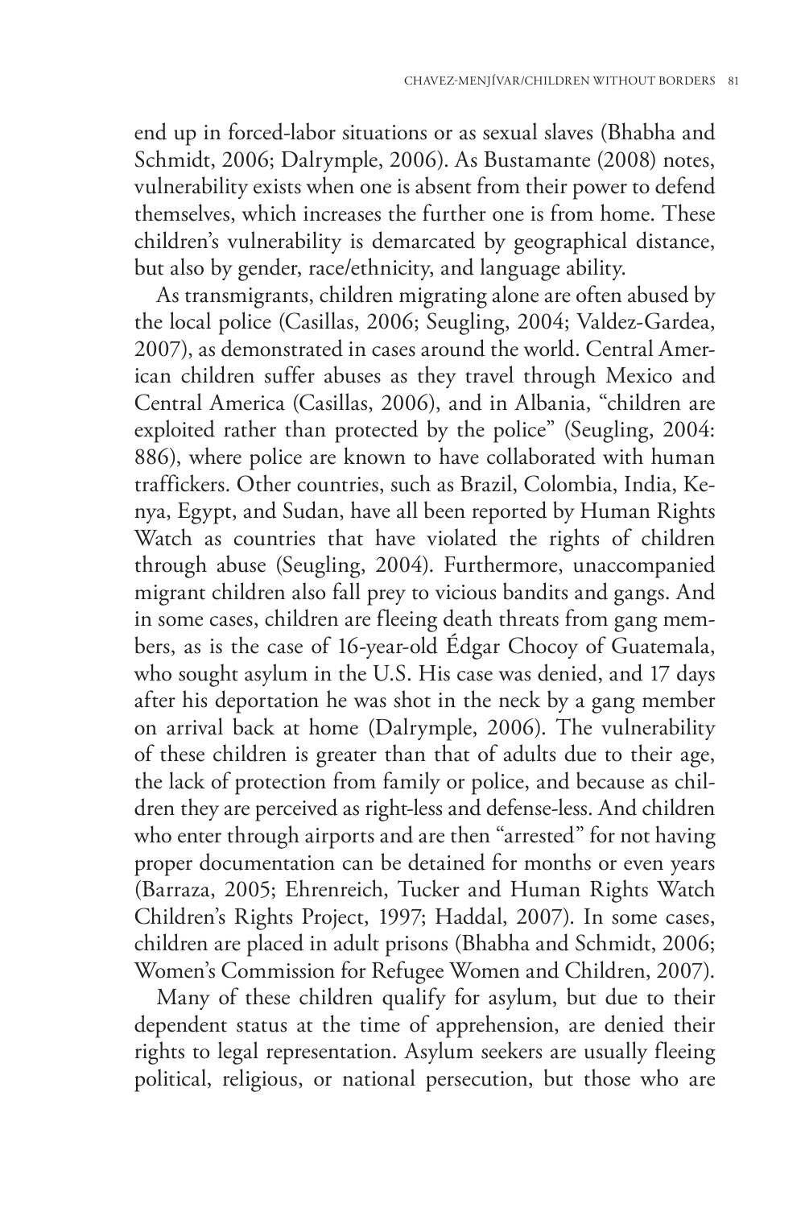end up in forced-labor situations or as sexual slaves (Bhabha and Schmidt, 2006; Dalrymple, 2006). As Bustamante (2008) notes, vulnerability exists when one is absent from their power to defend themselves, which increases the further one is from home. These children's vulnerability is demarcated by geographical distance, but also by gender, race/ethnicity, and language ability.

As transmigrants, children migrating alone are often abused by the local police (Casillas, 2006; Seugling, 2004; Valdez-Gardea, 2007), as demonstrated in cases around the world. Central American children suffer abuses as they travel through Mexico and Central America (Casillas, 2006), and in Albania, "children are exploited rather than protected by the police" (Seugling, 2004: 886), where police are known to have collaborated with human traffickers. Other countries, such as Brazil, Colombia, India, Kenya, Egypt, and Sudan, have all been reported by Human Rights Watch as countries that have violated the rights of children through abuse (Seugling, 2004). Furthermore, unaccompanied migrant children also fall prey to vicious bandits and gangs. And in some cases, children are fleeing death threats from gang members, as is the case of 16-year-old Édgar Chocoy of Guatemala, who sought asylum in the U.S. His case was denied, and 17 days after his deportation he was shot in the neck by a gang member on arrival back at home (Dalrymple, 2006). The vulnerability of these children is greater than that of adults due to their age, the lack of protection from family or police, and because as children they are perceived as right-less and defense-less. And children who enter through airports and are then "arrested" for not having proper documentation can be detained for months or even years (Barraza, 2005; Ehrenreich, Tucker and Human Rights Watch Children's Rights Project, 1997; Haddal, 2007). In some cases, children are placed in adult prisons (Bhabha and Schmidt, 2006; Women's Commission for Refugee Women and Children, 2007).

Many of these children qualify for asylum, but due to their dependent status at the time of apprehension, are denied their rights to legal representation. Asylum seekers are usually fleeing political, religious, or national persecution, but those who are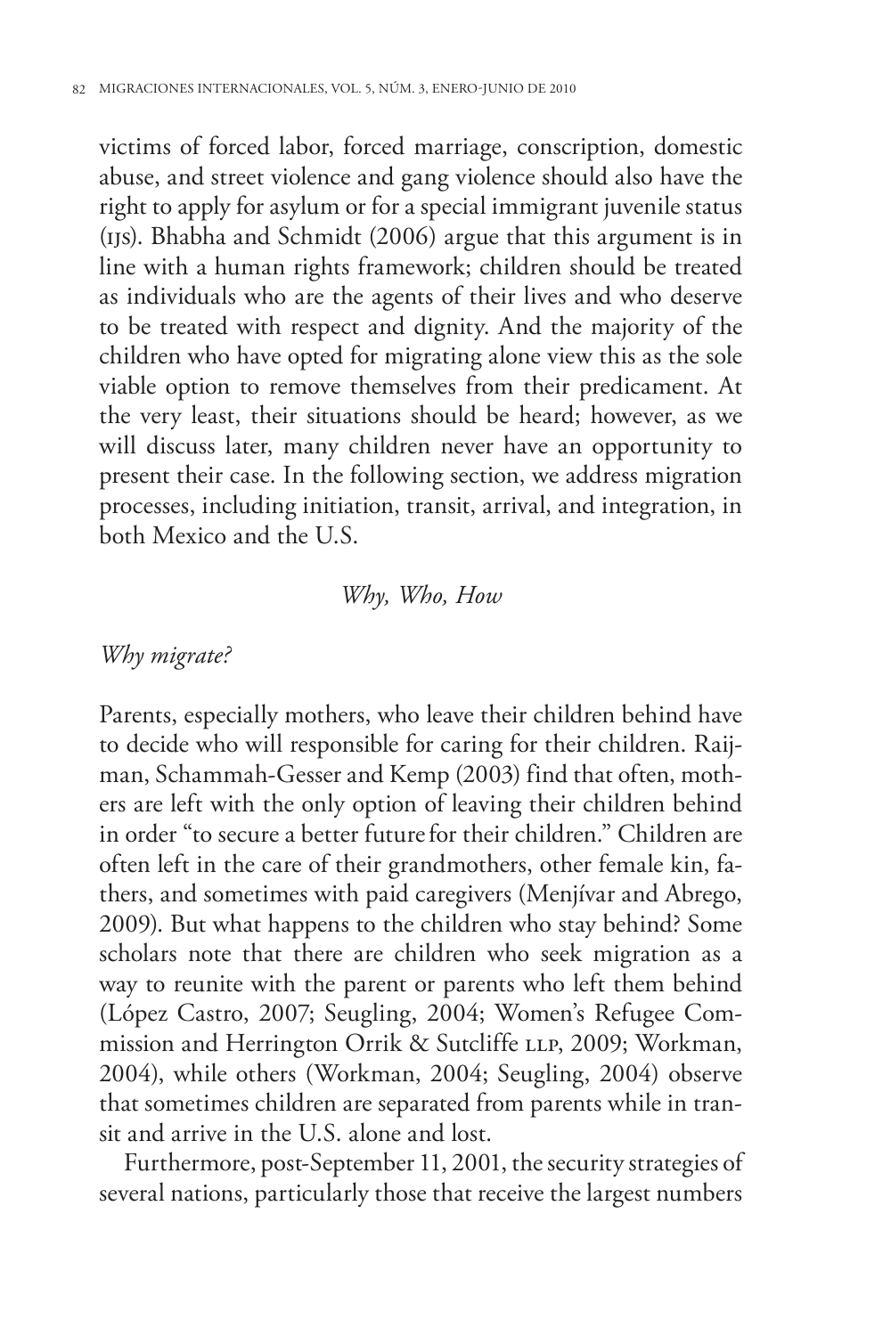victims of forced labor, forced marriage, conscription, domestic abuse, and street violence and gang violence should also have the right to apply for asylum or for a special immigrant juvenile status (IJS). Bhabha and Schmidt (2006) argue that this argument is in line with a human rights framework; children should be treated as individuals who are the agents of their lives and who deserve to be treated with respect and dignity. And the majority of the children who have opted for migrating alone view this as the sole viable option to remove themselves from their predicament. At the very least, their situations should be heard; however, as we will discuss later, many children never have an opportunity to present their case. In the following section, we address migration processes, including initiation, transit, arrival, and integration, in both Mexico and the U.S.

## *Why, Who, How*

### *Why migrate?*

Parents, especially mothers, who leave their children behind have to decide who will responsible for caring for their children. Raijman, Schammah-Gesser and Kemp (2003) find that often, mothers are left with the only option of leaving their children behind in order "to secure a better future for their children." Children are often left in the care of their grandmothers, other female kin, fathers, and sometimes with paid caregivers (Menjívar and Abrego, 2009). But what happens to the children who stay behind? Some scholars note that there are children who seek migration as a way to reunite with the parent or parents who left them behind (López Castro, 2007; Seugling, 2004; Women's Refugee Commission and Herrington Orrik & Sutcliffe LLP, 2009; Workman, 2004), while others (Workman, 2004; Seugling, 2004) observe that sometimes children are separated from parents while in transit and arrive in the U.S. alone and lost.

Furthermore, post-September 11, 2001, the security strategies of several nations, particularly those that receive the largest numbers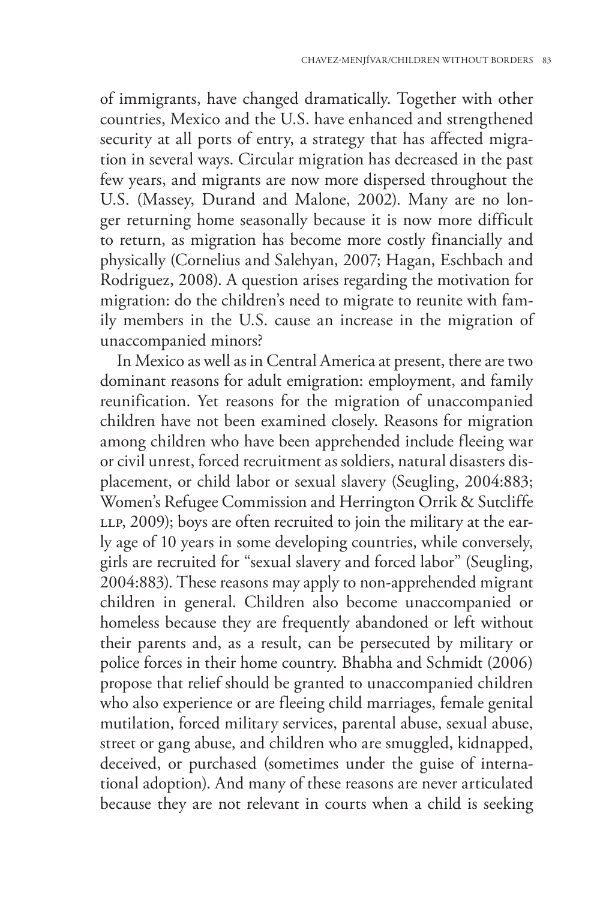of immigrants, have changed dramatically. Together with other countries, Mexico and the U.S. have enhanced and strengthened security at all ports of entry, a strategy that has affected migration in several ways. Circular migration has decreased in the past few years, and migrants are now more dispersed throughout the U.S. (Massey, Durand and Malone, 2002). Many are no longer returning home seasonally because it is now more difficult to return, as migration has become more costly financially and physically (Cornelius and Salehyan, 2007; Hagan, Eschbach and Rodriguez, 2008). A question arises regarding the motivation for migration: do the children's need to migrate to reunite with family members in the U.S. cause an increase in the migration of unaccompanied minors?

In Mexico as well as in Central America at present, there are two dominant reasons for adult emigration: employment, and family reunification. Yet reasons for the migration of unaccompanied children have not been examined closely. Reasons for migration among children who have been apprehended include fleeing war or civil unrest, forced recruitment as soldiers, natural disasters displacement, or child labor or sexual slavery (Seugling, 2004:883; Women's Refugee Commission and Herrington Orrik & Sutcliffe LLP, 2009); boys are often recruited to join the military at the early age of 10 years in some developing countries, while conversely, girls are recruited for "sexual slavery and forced labor" (Seugling, 2004:883). These reasons may apply to non-apprehended migrant children in general. Children also become unaccompanied or homeless because they are frequently abandoned or left without their parents and, as a result, can be persecuted by military or police forces in their home country. Bhabha and Schmidt (2006) propose that relief should be granted to unaccompanied children who also experience or are fleeing child marriages, female genital mutilation, forced military services, parental abuse, sexual abuse, street or gang abuse, and children who are smuggled, kidnapped, deceived, or purchased (sometimes under the guise of international adoption). And many of these reasons are never articulated because they are not relevant in courts when a child is seeking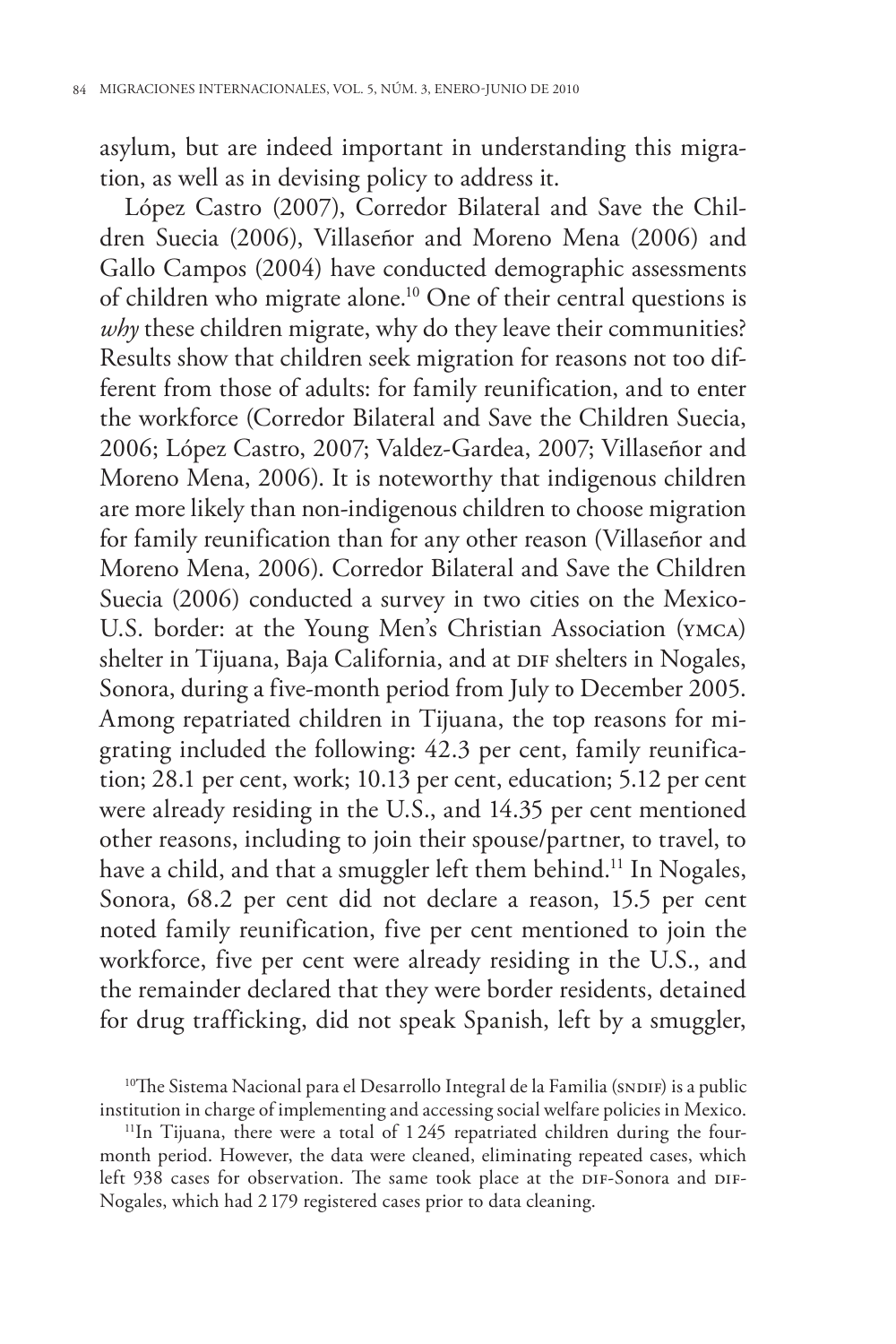asylum, but are indeed important in understanding this migration, as well as in devising policy to address it.

López Castro (2007), Corredor Bilateral and Save the Children Suecia (2006), Villaseñor and Moreno Mena (2006) and Gallo Campos (2004) have conducted demographic assessments of children who migrate alone.[10] One of their central questions is *why* these children migrate, why do they leave their communities? Results show that children seek migration for reasons not too different from those of adults: for family reunification, and to enter the workforce (Corredor Bilateral and Save the Children Suecia, 2006; López Castro, 2007; Valdez-Gardea, 2007; Villaseñor and Moreno Mena, 2006). It is noteworthy that indigenous children are more likely than non-indigenous children to choose migration for family reunification than for any other reason (Villaseñor and Moreno Mena, 2006). Corredor Bilateral and Save the Children Suecia (2006) conducted a survey in two cities on the Mexico-U.S. border: at the Young Men's Christian Association (YMCA) shelter in Tijuana, Baja California, and at DIF shelters in Nogales, Sonora, during a five-month period from July to December 2005. Among repatriated children in Tijuana, the top reasons for migrating included the following: 42.3 per cent, family reunification; 28.1 per cent, work; 10.13 per cent, education; 5.12 per cent were already residing in the U.S., and 14.35 per cent mentioned other reasons, including to join their spouse/partner, to travel, to have a child, and that a smuggler left them behind.[11] In Nogales, Sonora, 68.2 per cent did not declare a reason, 15.5 per cent noted family reunification, five per cent mentioned to join the workforce, five per cent were already residing in the U.S., and the remainder declared that they were border residents, detained for drug trafficking, did not speak Spanish, left by a smuggler,

[10] The Sistema Nacional para el Desarrollo Integral de la Familia (SNDIF) is a public institution in charge of implementing and accessing social welfare policies in Mexico.

[11] In Tijuana, there were a total of 1 245 repatriated children during the four-month period. However, the data were cleaned, eliminating repeated cases, which left 938 cases for observation. The same took place at the DIF-Sonora and DIF-Nogales, which had 2 179 registered cases prior to data cleaning.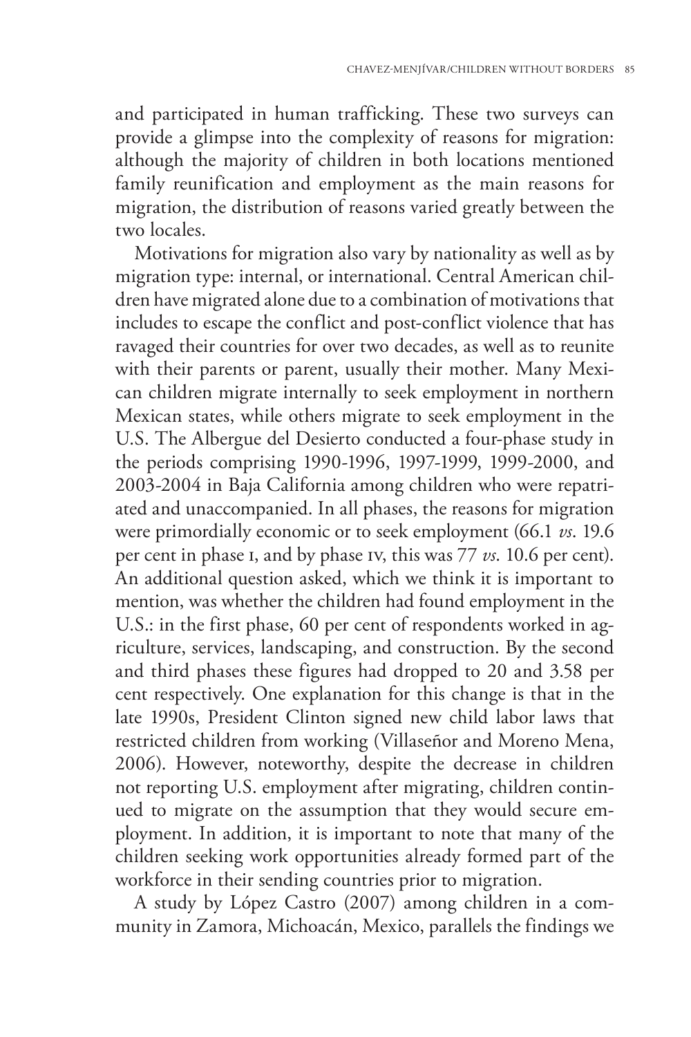and participated in human trafficking. These two surveys can provide a glimpse into the complexity of reasons for migration: although the majority of children in both locations mentioned family reunification and employment as the main reasons for migration, the distribution of reasons varied greatly between the two locales.

Motivations for migration also vary by nationality as well as by migration type: internal, or international. Central American children have migrated alone due to a combination of motivations that includes to escape the conflict and post-conflict violence that has ravaged their countries for over two decades, as well as to reunite with their parents or parent, usually their mother. Many Mexican children migrate internally to seek employment in northern Mexican states, while others migrate to seek employment in the U.S. The Albergue del Desierto conducted a four-phase study in the periods comprising 1990-1996, 1997-1999, 1999-2000, and 2003-2004 in Baja California among children who were repatriated and unaccompanied. In all phases, the reasons for migration were primordially economic or to seek employment (66.1 *vs*. 19.6 per cent in phase I, and by phase IV, this was 77 *vs*. 10.6 per cent). An additional question asked, which we think it is important to mention, was whether the children had found employment in the U.S.: in the first phase, 60 per cent of respondents worked in agriculture, services, landscaping, and construction. By the second and third phases these figures had dropped to 20 and 3.58 per cent respectively. One explanation for this change is that in the late 1990s, President Clinton signed new child labor laws that restricted children from working (Villaseñor and Moreno Mena, 2006). However, noteworthy, despite the decrease in children not reporting U.S. employment after migrating, children continued to migrate on the assumption that they would secure employment. In addition, it is important to note that many of the children seeking work opportunities already formed part of the workforce in their sending countries prior to migration.

A study by López Castro (2007) among children in a community in Zamora, Michoacán, Mexico, parallels the findings we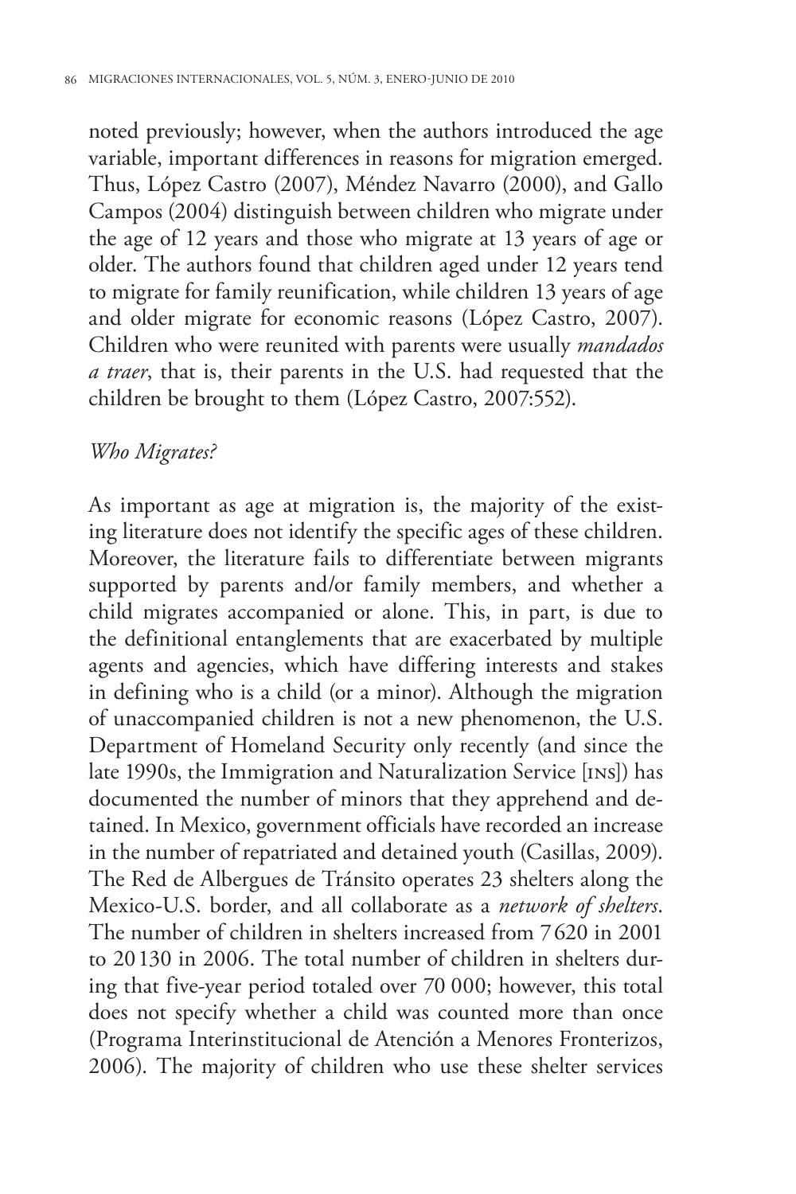noted previously; however, when the authors introduced the age variable, important differences in reasons for migration emerged. Thus, López Castro (2007), Méndez Navarro (2000), and Gallo Campos (2004) distinguish between children who migrate under the age of 12 years and those who migrate at 13 years of age or older. The authors found that children aged under 12 years tend to migrate for family reunification, while children 13 years of age and older migrate for economic reasons (López Castro, 2007). Children who were reunited with parents were usually *mandados a traer*, that is, their parents in the U.S. had requested that the children be brought to them (López Castro, 2007:552).

*Who Migrates?*

As important as age at migration is, the majority of the existing literature does not identify the specific ages of these children. Moreover, the literature fails to differentiate between migrants supported by parents and/or family members, and whether a child migrates accompanied or alone. This, in part, is due to the definitional entanglements that are exacerbated by multiple agents and agencies, which have differing interests and stakes in defining who is a child (or a minor). Although the migration of unaccompanied children is not a new phenomenon, the U.S. Department of Homeland Security only recently (and since the late 1990s, the Immigration and Naturalization Service [INS]) has documented the number of minors that they apprehend and detained. In Mexico, government officials have recorded an increase in the number of repatriated and detained youth (Casillas, 2009). The Red de Albergues de Tránsito operates 23 shelters along the Mexico-U.S. border, and all collaborate as a *network of shelters*. The number of children in shelters increased from 7 620 in 2001 to 20 130 in 2006. The total number of children in shelters during that five-year period totaled over 70 000; however, this total does not specify whether a child was counted more than once (Programa Interinstitucional de Atención a Menores Fronterizos, 2006). The majority of children who use these shelter services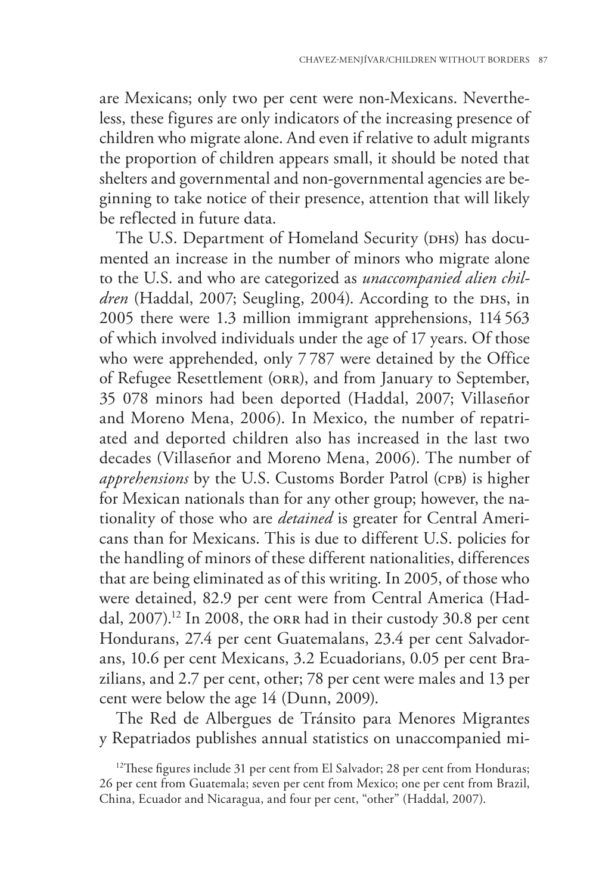are Mexicans; only two per cent were non-Mexicans. Nevertheless, these figures are only indicators of the increasing presence of children who migrate alone. And even if relative to adult migrants the proportion of children appears small, it should be noted that shelters and governmental and non-governmental agencies are beginning to take notice of their presence, attention that will likely be reflected in future data.

The U.S. Department of Homeland Security (DHS) has documented an increase in the number of minors who migrate alone to the U.S. and who are categorized as *unaccompanied alien children* (Haddal, 2007; Seugling, 2004). According to the DHS, in 2005 there were 1.3 million immigrant apprehensions, 114 563 of which involved individuals under the age of 17 years. Of those who were apprehended, only 7 787 were detained by the Office of Refugee Resettlement (ORR), and from January to September, 35 078 minors had been deported (Haddal, 2007; Villaseñor and Moreno Mena, 2006). In Mexico, the number of repatriated and deported children also has increased in the last two decades (Villaseñor and Moreno Mena, 2006). The number of *apprehensions* by the U.S. Customs Border Patrol (CPB) is higher for Mexican nationals than for any other group; however, the nationality of those who are *detained* is greater for Central Americans than for Mexicans. This is due to different U.S. policies for the handling of minors of these different nationalities, differences that are being eliminated as of this writing. In 2005, of those who were detained, 82.9 per cent were from Central America (Haddal, 2007).[12] In 2008, the ORR had in their custody 30.8 per cent Hondurans, 27.4 per cent Guatemalans, 23.4 per cent Salvadorans, 10.6 per cent Mexicans, 3.2 Ecuadorians, 0.05 per cent Brazilians, and 2.7 per cent, other; 78 per cent were males and 13 per cent were below the age 14 (Dunn, 2009).

The Red de Albergues de Tránsito para Menores Migrantes y Repatriados publishes annual statistics on unaccompanied mi-

[12] These figures include 31 per cent from El Salvador; 28 per cent from Honduras; 26 per cent from Guatemala; seven per cent from Mexico; one per cent from Brazil, China, Ecuador and Nicaragua, and four per cent, "other" (Haddal, 2007).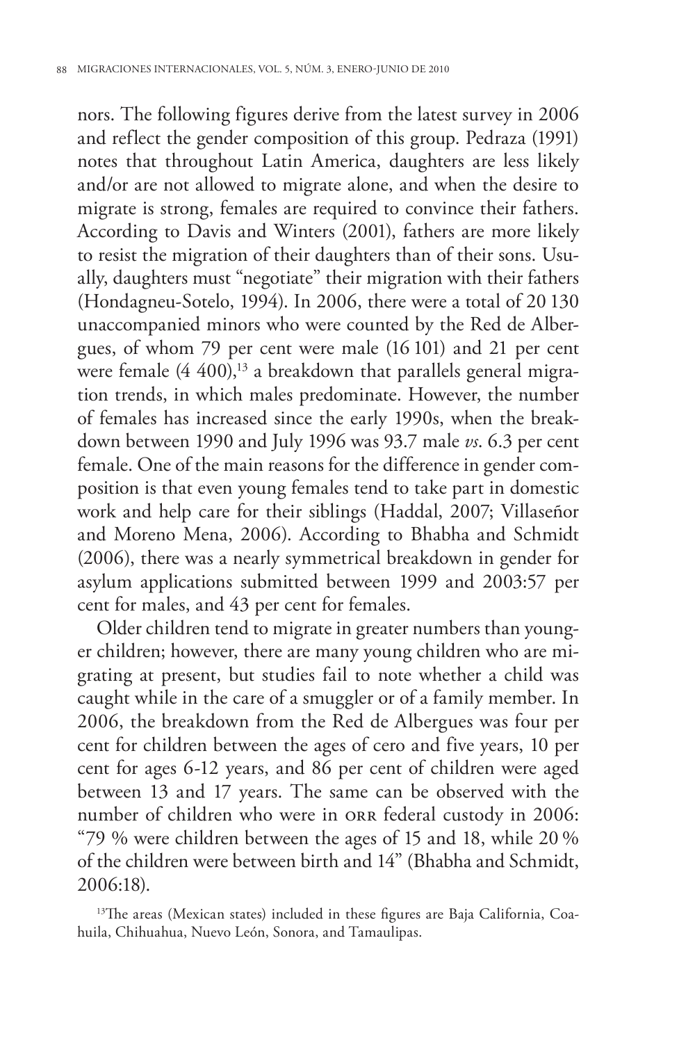nors. The following figures derive from the latest survey in 2006 and reflect the gender composition of this group. Pedraza (1991) notes that throughout Latin America, daughters are less likely and/or are not allowed to migrate alone, and when the desire to migrate is strong, females are required to convince their fathers. According to Davis and Winters (2001), fathers are more likely to resist the migration of their daughters than of their sons. Usually, daughters must "negotiate" their migration with their fathers (Hondagneu-Sotelo, 1994). In 2006, there were a total of 20 130 unaccompanied minors who were counted by the Red de Albergues, of whom 79 per cent were male (16 101) and 21 per cent were female (4 400),[13] a breakdown that parallels general migration trends, in which males predominate. However, the number of females has increased since the early 1990s, when the breakdown between 1990 and July 1996 was 93.7 male *vs*. 6.3 per cent female. One of the main reasons for the difference in gender composition is that even young females tend to take part in domestic work and help care for their siblings (Haddal, 2007; Villaseñor and Moreno Mena, 2006). According to Bhabha and Schmidt (2006), there was a nearly symmetrical breakdown in gender for asylum applications submitted between 1999 and 2003:57 per cent for males, and 43 per cent for females.

Older children tend to migrate in greater numbers than younger children; however, there are many young children who are migrating at present, but studies fail to note whether a child was caught while in the care of a smuggler or of a family member. In 2006, the breakdown from the Red de Albergues was four per cent for children between the ages of cero and five years, 10 per cent for ages 6-12 years, and 86 per cent of children were aged between 13 and 17 years. The same can be observed with the number of children who were in ORR federal custody in 2006: "79 % were children between the ages of 15 and 18, while 20 % of the children were between birth and 14" (Bhabha and Schmidt, 2006:18).

[13]The areas (Mexican states) included in these figures are Baja California, Coahuila, Chihuahua, Nuevo León, Sonora, and Tamaulipas.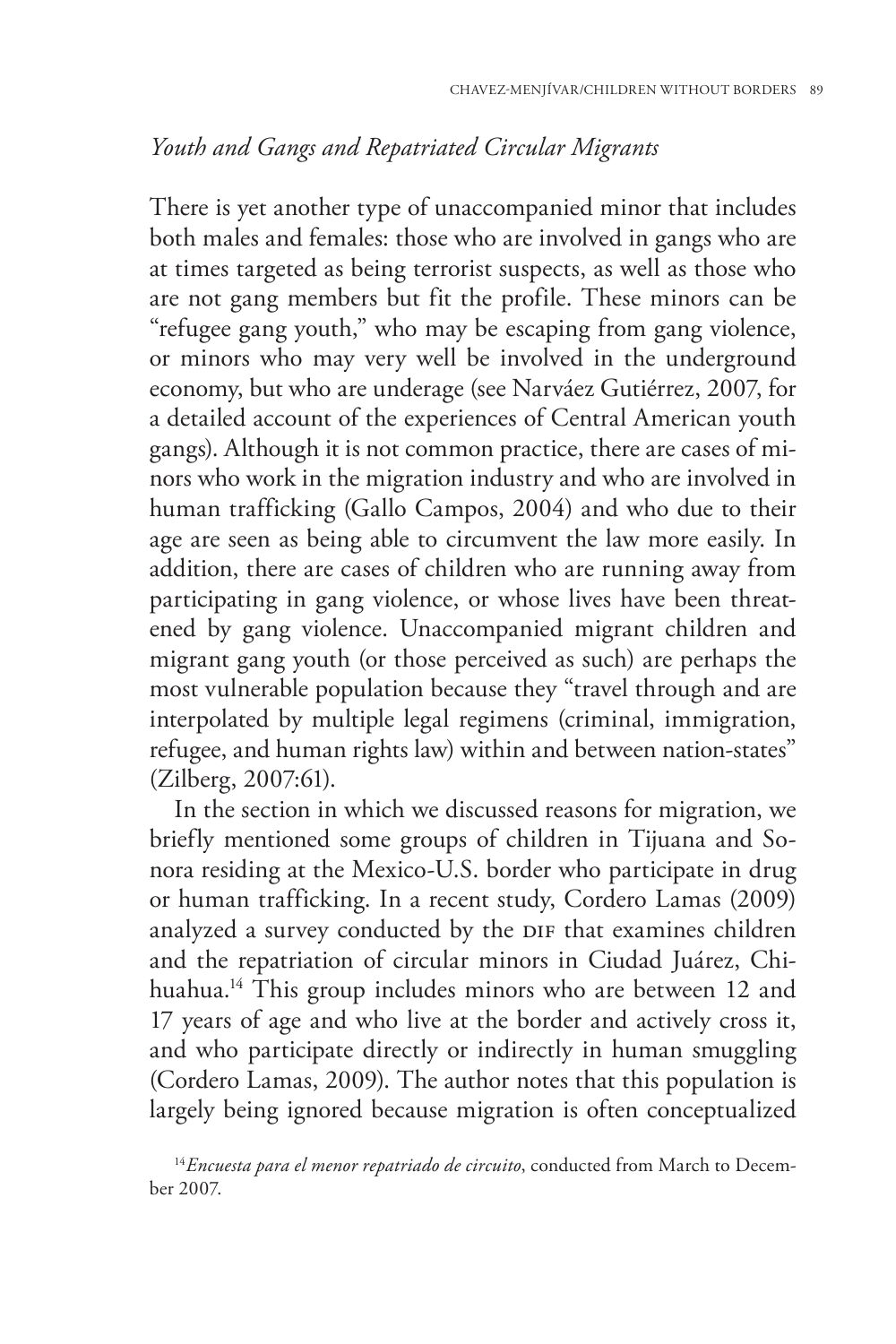### *Youth and Gangs and Repatriated Circular Migrants*

There is yet another type of unaccompanied minor that includes both males and females: those who are involved in gangs who are at times targeted as being terrorist suspects, as well as those who are not gang members but fit the profile. These minors can be "refugee gang youth," who may be escaping from gang violence, or minors who may very well be involved in the underground economy, but who are underage (see Narváez Gutiérrez, 2007, for a detailed account of the experiences of Central American youth gangs). Although it is not common practice, there are cases of minors who work in the migration industry and who are involved in human trafficking (Gallo Campos, 2004) and who due to their age are seen as being able to circumvent the law more easily. In addition, there are cases of children who are running away from participating in gang violence, or whose lives have been threatened by gang violence. Unaccompanied migrant children and migrant gang youth (or those perceived as such) are perhaps the most vulnerable population because they "travel through and are interpolated by multiple legal regimens (criminal, immigration, refugee, and human rights law) within and between nation-states" (Zilberg, 2007:61).

In the section in which we discussed reasons for migration, we briefly mentioned some groups of children in Tijuana and Sonora residing at the Mexico-U.S. border who participate in drug or human trafficking. In a recent study, Cordero Lamas (2009) analyzed a survey conducted by the DIF that examines children and the repatriation of circular minors in Ciudad Juárez, Chihuahua.[14] This group includes minors who are between 12 and 17 years of age and who live at the border and actively cross it, and who participate directly or indirectly in human smuggling (Cordero Lamas, 2009). The author notes that this population is largely being ignored because migration is often conceptualized

[14] *Encuesta para el menor repatriado de circuito*, conducted from March to December 2007.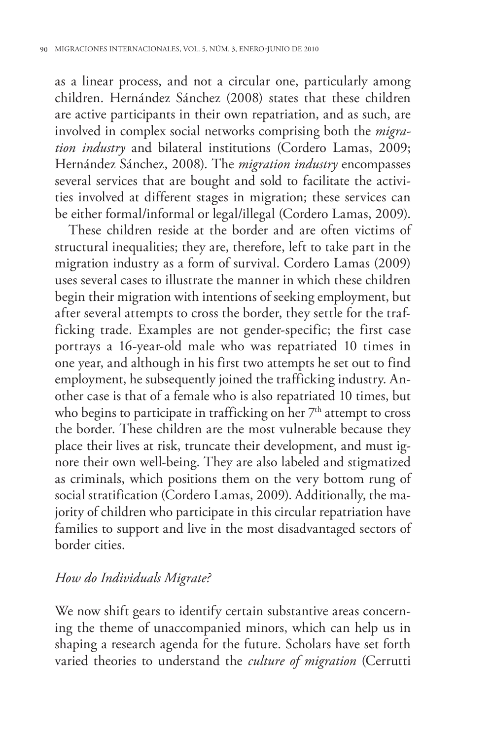as a linear process, and not a circular one, particularly among children. Hernández Sánchez (2008) states that these children are active participants in their own repatriation, and as such, are involved in complex social networks comprising both the *migration industry* and bilateral institutions (Cordero Lamas, 2009; Hernández Sánchez, 2008). The *migration industry* encompasses several services that are bought and sold to facilitate the activities involved at different stages in migration; these services can be either formal/informal or legal/illegal (Cordero Lamas, 2009).

These children reside at the border and are often victims of structural inequalities; they are, therefore, left to take part in the migration industry as a form of survival. Cordero Lamas (2009) uses several cases to illustrate the manner in which these children begin their migration with intentions of seeking employment, but after several attempts to cross the border, they settle for the trafficking trade. Examples are not gender-specific; the first case portrays a 16-year-old male who was repatriated 10 times in one year, and although in his first two attempts he set out to find employment, he subsequently joined the trafficking industry. Another case is that of a female who is also repatriated 10 times, but who begins to participate in trafficking on her 7th attempt to cross the border. These children are the most vulnerable because they place their lives at risk, truncate their development, and must ignore their own well-being. They are also labeled and stigmatized as criminals, which positions them on the very bottom rung of social stratification (Cordero Lamas, 2009). Additionally, the majority of children who participate in this circular repatriation have families to support and live in the most disadvantaged sectors of border cities.

### *How do Individuals Migrate?*

We now shift gears to identify certain substantive areas concerning the theme of unaccompanied minors, which can help us in shaping a research agenda for the future. Scholars have set forth varied theories to understand the *culture of migration* (Cerrutti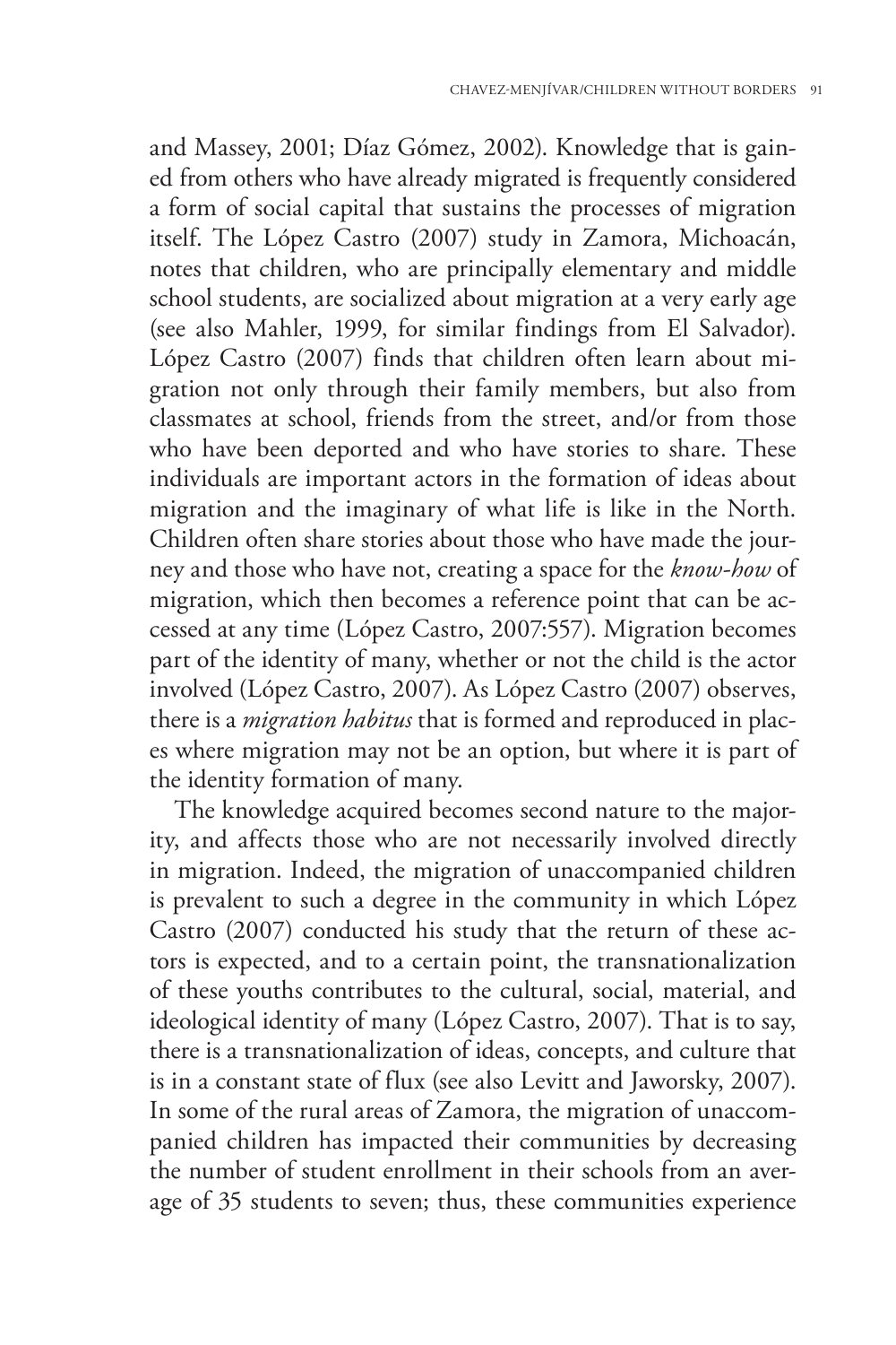and Massey, 2001; Díaz Gómez, 2002). Knowledge that is gained from others who have already migrated is frequently considered a form of social capital that sustains the processes of migration itself. The López Castro (2007) study in Zamora, Michoacán, notes that children, who are principally elementary and middle school students, are socialized about migration at a very early age (see also Mahler, 1999, for similar findings from El Salvador). López Castro (2007) finds that children often learn about migration not only through their family members, but also from classmates at school, friends from the street, and/or from those who have been deported and who have stories to share. These individuals are important actors in the formation of ideas about migration and the imaginary of what life is like in the North. Children often share stories about those who have made the journey and those who have not, creating a space for the *know-how* of migration, which then becomes a reference point that can be accessed at any time (López Castro, 2007:557). Migration becomes part of the identity of many, whether or not the child is the actor involved (López Castro, 2007). As López Castro (2007) observes, there is a *migration habitus* that is formed and reproduced in places where migration may not be an option, but where it is part of the identity formation of many.

The knowledge acquired becomes second nature to the majority, and affects those who are not necessarily involved directly in migration. Indeed, the migration of unaccompanied children is prevalent to such a degree in the community in which López Castro (2007) conducted his study that the return of these actors is expected, and to a certain point, the transnationalization of these youths contributes to the cultural, social, material, and ideological identity of many (López Castro, 2007). That is to say, there is a transnationalization of ideas, concepts, and culture that is in a constant state of flux (see also Levitt and Jaworsky, 2007). In some of the rural areas of Zamora, the migration of unaccompanied children has impacted their communities by decreasing the number of student enrollment in their schools from an average of 35 students to seven; thus, these communities experience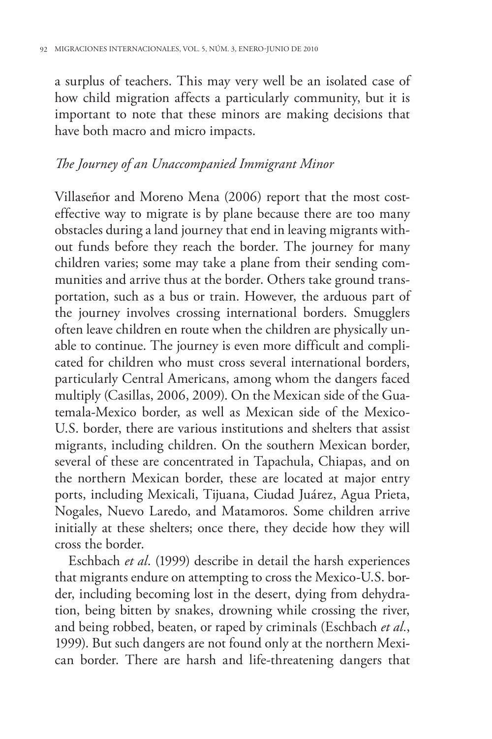a surplus of teachers. This may very well be an isolated case of how child migration affects a particularly community, but it is important to note that these minors are making decisions that have both macro and micro impacts.

### *The Journey of an Unaccompanied Immigrant Minor*

Villaseñor and Moreno Mena (2006) report that the most cost-effective way to migrate is by plane because there are too many obstacles during a land journey that end in leaving migrants without funds before they reach the border. The journey for many children varies; some may take a plane from their sending communities and arrive thus at the border. Others take ground transportation, such as a bus or train. However, the arduous part of the journey involves crossing international borders. Smugglers often leave children en route when the children are physically unable to continue. The journey is even more difficult and complicated for children who must cross several international borders, particularly Central Americans, among whom the dangers faced multiply (Casillas, 2006, 2009). On the Mexican side of the Guatemala-Mexico border, as well as Mexican side of the Mexico-U.S. border, there are various institutions and shelters that assist migrants, including children. On the southern Mexican border, several of these are concentrated in Tapachula, Chiapas, and on the northern Mexican border, these are located at major entry ports, including Mexicali, Tijuana, Ciudad Juárez, Agua Prieta, Nogales, Nuevo Laredo, and Matamoros. Some children arrive initially at these shelters; once there, they decide how they will cross the border.

Eschbach *et al*. (1999) describe in detail the harsh experiences that migrants endure on attempting to cross the Mexico-U.S. border, including becoming lost in the desert, dying from dehydration, being bitten by snakes, drowning while crossing the river, and being robbed, beaten, or raped by criminals (Eschbach *et al*., 1999). But such dangers are not found only at the northern Mexican border. There are harsh and life-threatening dangers that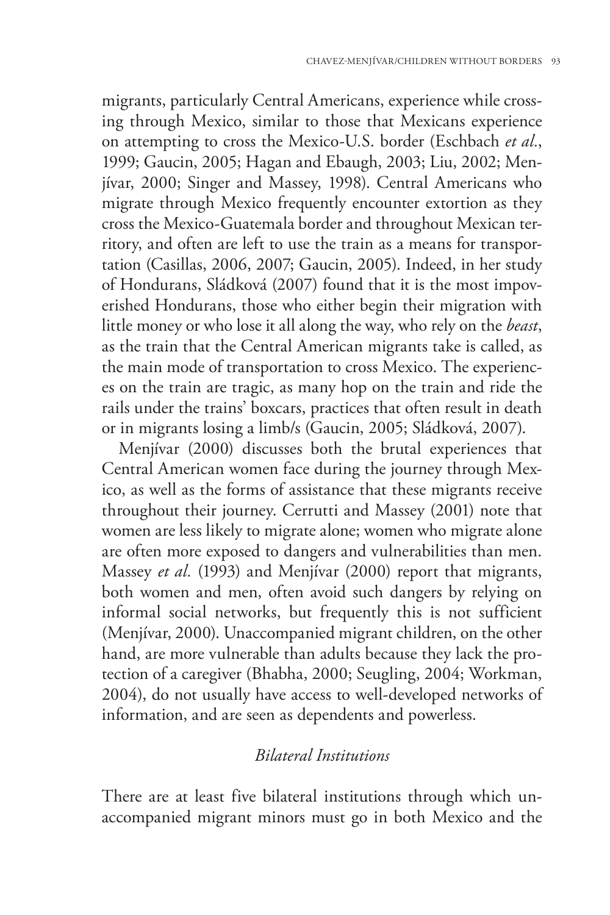migrants, particularly Central Americans, experience while crossing through Mexico, similar to those that Mexicans experience on attempting to cross the Mexico-U.S. border (Eschbach *et al.*, 1999; Gaucin, 2005; Hagan and Ebaugh, 2003; Liu, 2002; Menjívar, 2000; Singer and Massey, 1998). Central Americans who migrate through Mexico frequently encounter extortion as they cross the Mexico-Guatemala border and throughout Mexican territory, and often are left to use the train as a means for transportation (Casillas, 2006, 2007; Gaucin, 2005). Indeed, in her study of Hondurans, Sládková (2007) found that it is the most impoverished Hondurans, those who either begin their migration with little money or who lose it all along the way, who rely on the *beast*, as the train that the Central American migrants take is called, as the main mode of transportation to cross Mexico. The experiences on the train are tragic, as many hop on the train and ride the rails under the trains' boxcars, practices that often result in death or in migrants losing a limb/s (Gaucin, 2005; Sládková, 2007).

Menjívar (2000) discusses both the brutal experiences that Central American women face during the journey through Mexico, as well as the forms of assistance that these migrants receive throughout their journey. Cerrutti and Massey (2001) note that women are less likely to migrate alone; women who migrate alone are often more exposed to dangers and vulnerabilities than men. Massey *et al.* (1993) and Menjívar (2000) report that migrants, both women and men, often avoid such dangers by relying on informal social networks, but frequently this is not sufficient (Menjívar, 2000). Unaccompanied migrant children, on the other hand, are more vulnerable than adults because they lack the protection of a caregiver (Bhabha, 2000; Seugling, 2004; Workman, 2004), do not usually have access to well-developed networks of information, and are seen as dependents and powerless.

### *Bilateral Institutions*

There are at least five bilateral institutions through which unaccompanied migrant minors must go in both Mexico and the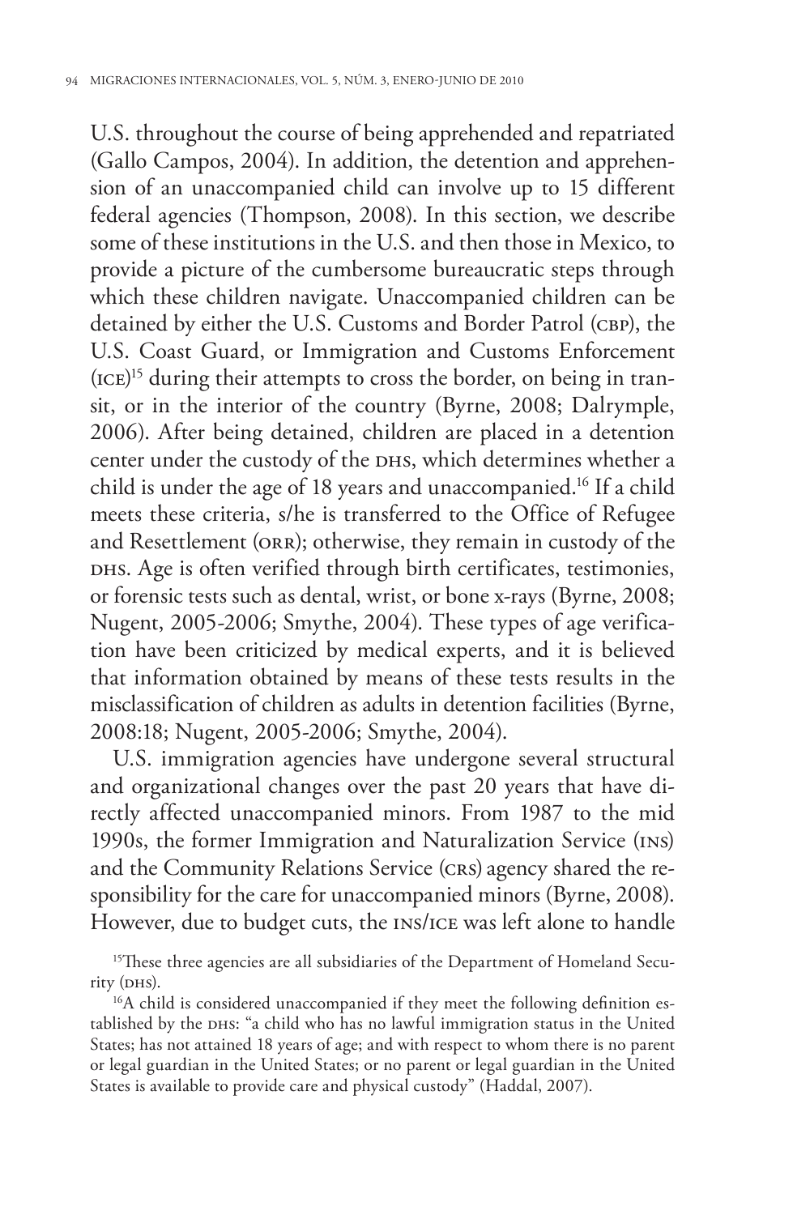U.S. throughout the course of being apprehended and repatriated (Gallo Campos, 2004). In addition, the detention and apprehension of an unaccompanied child can involve up to 15 different federal agencies (Thompson, 2008). In this section, we describe some of these institutions in the U.S. and then those in Mexico, to provide a picture of the cumbersome bureaucratic steps through which these children navigate. Unaccompanied children can be detained by either the U.S. Customs and Border Patrol (CBP), the U.S. Coast Guard, or Immigration and Customs Enforcement (ICE)[15] during their attempts to cross the border, on being in transit, or in the interior of the country (Byrne, 2008; Dalrymple, 2006). After being detained, children are placed in a detention center under the custody of the DHS, which determines whether a child is under the age of 18 years and unaccompanied.[16] If a child meets these criteria, s/he is transferred to the Office of Refugee and Resettlement (ORR); otherwise, they remain in custody of the DHS. Age is often verified through birth certificates, testimonies, or forensic tests such as dental, wrist, or bone x-rays (Byrne, 2008; Nugent, 2005-2006; Smythe, 2004). These types of age verification have been criticized by medical experts, and it is believed that information obtained by means of these tests results in the misclassification of children as adults in detention facilities (Byrne, 2008:18; Nugent, 2005-2006; Smythe, 2004).

U.S. immigration agencies have undergone several structural and organizational changes over the past 20 years that have directly affected unaccompanied minors. From 1987 to the mid 1990s, the former Immigration and Naturalization Service (INS) and the Community Relations Service (CRS) agency shared the responsibility for the care for unaccompanied minors (Byrne, 2008). However, due to budget cuts, the INS/ICE was left alone to handle

[15]These three agencies are all subsidiaries of the Department of Homeland Security (DHS).

[16]A child is considered unaccompanied if they meet the following definition established by the DHS: "a child who has no lawful immigration status in the United States; has not attained 18 years of age; and with respect to whom there is no parent or legal guardian in the United States; or no parent or legal guardian in the United States is available to provide care and physical custody" (Haddal, 2007).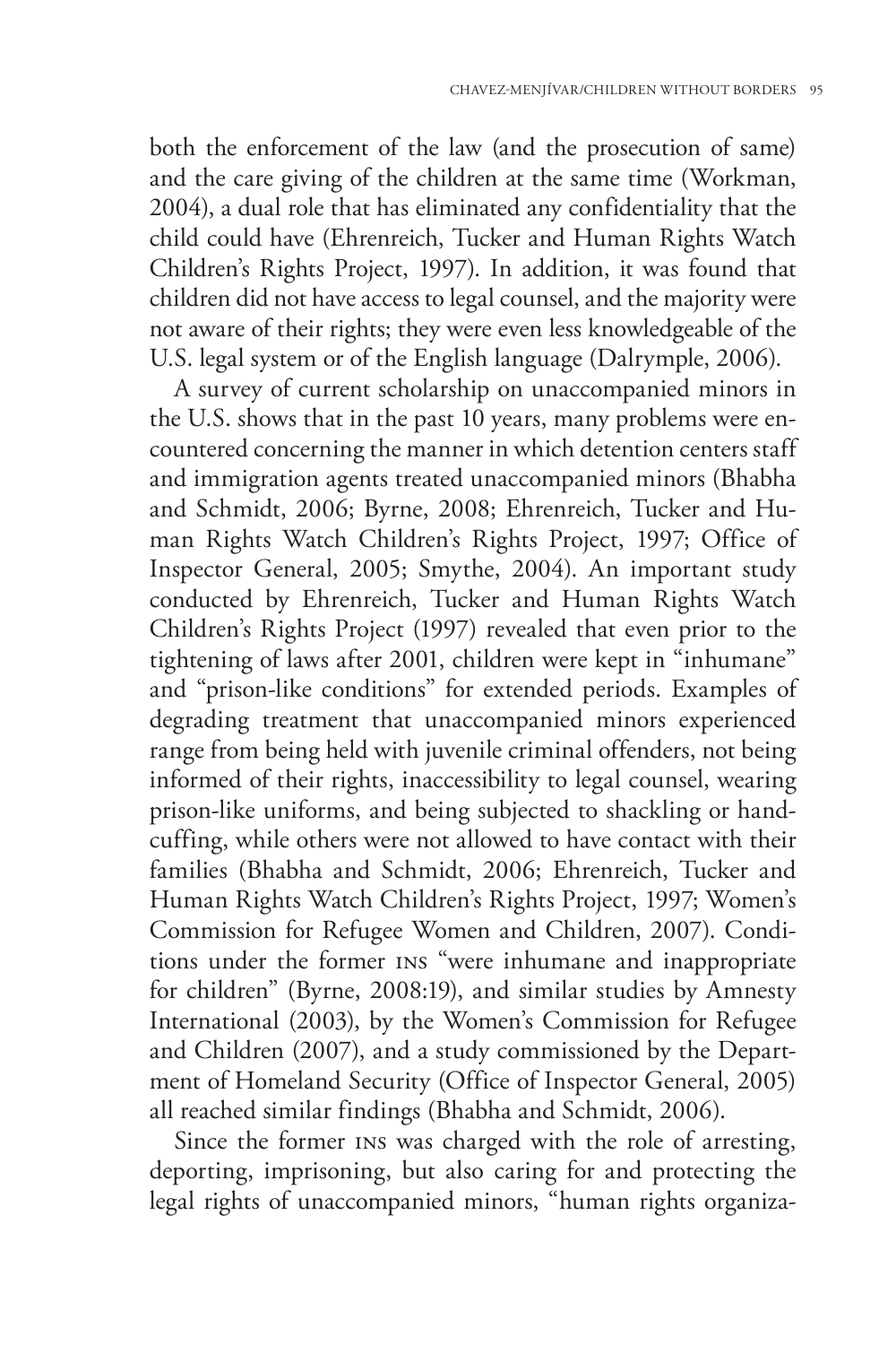both the enforcement of the law (and the prosecution of same) and the care giving of the children at the same time (Workman, 2004), a dual role that has eliminated any confidentiality that the child could have (Ehrenreich, Tucker and Human Rights Watch Children's Rights Project, 1997). In addition, it was found that children did not have access to legal counsel, and the majority were not aware of their rights; they were even less knowledgeable of the U.S. legal system or of the English language (Dalrymple, 2006).

A survey of current scholarship on unaccompanied minors in the U.S. shows that in the past 10 years, many problems were encountered concerning the manner in which detention centers staff and immigration agents treated unaccompanied minors (Bhabha and Schmidt, 2006; Byrne, 2008; Ehrenreich, Tucker and Human Rights Watch Children's Rights Project, 1997; Office of Inspector General, 2005; Smythe, 2004). An important study conducted by Ehrenreich, Tucker and Human Rights Watch Children's Rights Project (1997) revealed that even prior to the tightening of laws after 2001, children were kept in "inhumane" and "prison-like conditions" for extended periods. Examples of degrading treatment that unaccompanied minors experienced range from being held with juvenile criminal offenders, not being informed of their rights, inaccessibility to legal counsel, wearing prison-like uniforms, and being subjected to shackling or handcuffing, while others were not allowed to have contact with their families (Bhabha and Schmidt, 2006; Ehrenreich, Tucker and Human Rights Watch Children's Rights Project, 1997; Women's Commission for Refugee Women and Children, 2007). Conditions under the former INS "were inhumane and inappropriate for children" (Byrne, 2008:19), and similar studies by Amnesty International (2003), by the Women's Commission for Refugee and Children (2007), and a study commissioned by the Department of Homeland Security (Office of Inspector General, 2005) all reached similar findings (Bhabha and Schmidt, 2006).

Since the former INS was charged with the role of arresting, deporting, imprisoning, but also caring for and protecting the legal rights of unaccompanied minors, "human rights organiza-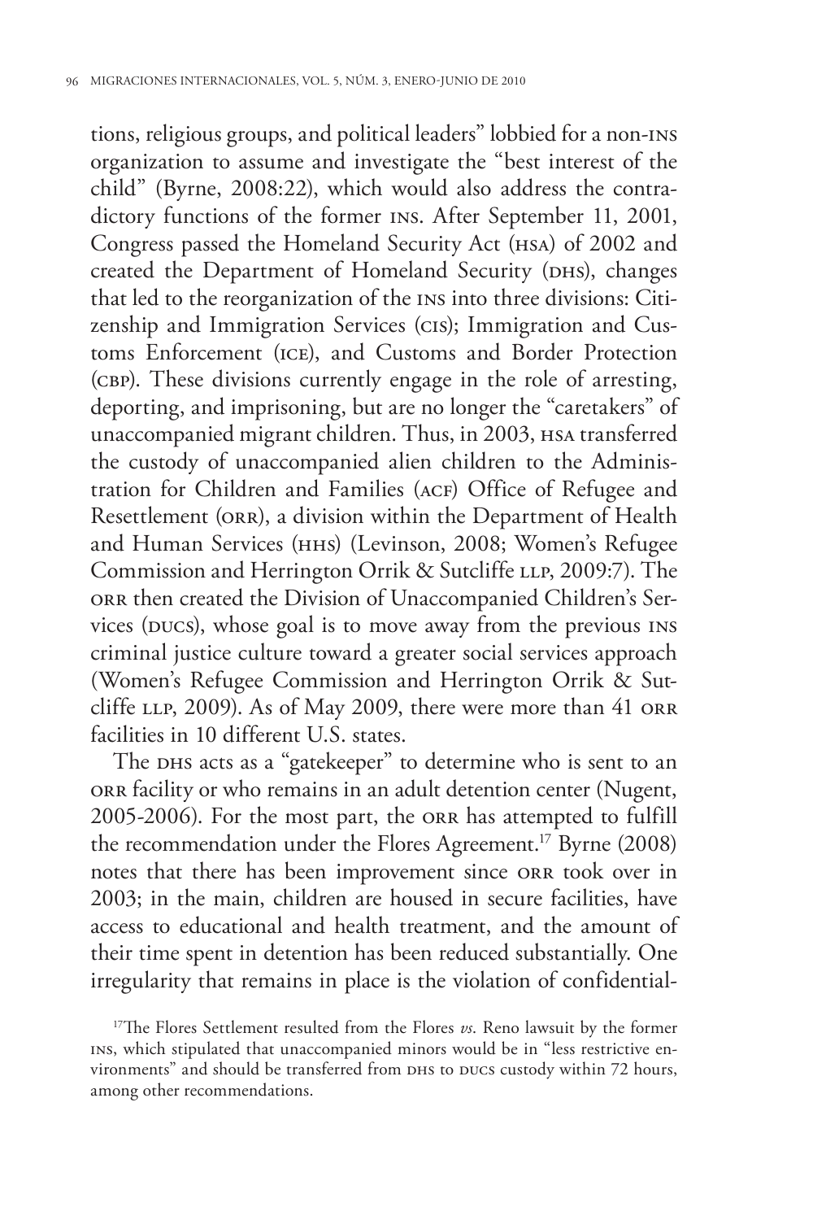tions, religious groups, and political leaders" lobbied for a non-INS organization to assume and investigate the "best interest of the child" (Byrne, 2008:22), which would also address the contradictory functions of the former INS. After September 11, 2001, Congress passed the Homeland Security Act (HSA) of 2002 and created the Department of Homeland Security (DHS), changes that led to the reorganization of the INS into three divisions: Citizenship and Immigration Services (CIS); Immigration and Customs Enforcement (ICE), and Customs and Border Protection (CBP). These divisions currently engage in the role of arresting, deporting, and imprisoning, but are no longer the "caretakers" of unaccompanied migrant children. Thus, in 2003, HSA transferred the custody of unaccompanied alien children to the Administration for Children and Families (ACF) Office of Refugee and Resettlement (ORR), a division within the Department of Health and Human Services (HHS) (Levinson, 2008; Women's Refugee Commission and Herrington Orrik & Sutcliffe LLP, 2009:7). The ORR then created the Division of Unaccompanied Children's Services (DUCS), whose goal is to move away from the previous INS criminal justice culture toward a greater social services approach (Women's Refugee Commission and Herrington Orrik & Sutcliffe LLP, 2009). As of May 2009, there were more than 41 ORR facilities in 10 different U.S. states.

The DHS acts as a "gatekeeper" to determine who is sent to an ORR facility or who remains in an adult detention center (Nugent, 2005-2006). For the most part, the ORR has attempted to fulfill the recommendation under the Flores Agreement.[17] Byrne (2008) notes that there has been improvement since ORR took over in 2003; in the main, children are housed in secure facilities, have access to educational and health treatment, and the amount of their time spent in detention has been reduced substantially. One irregularity that remains in place is the violation of confidential-

[17] The Flores Settlement resulted from the Flores *vs*. Reno lawsuit by the former INS, which stipulated that unaccompanied minors would be in "less restrictive environments" and should be transferred from DHS to DUCS custody within 72 hours, among other recommendations.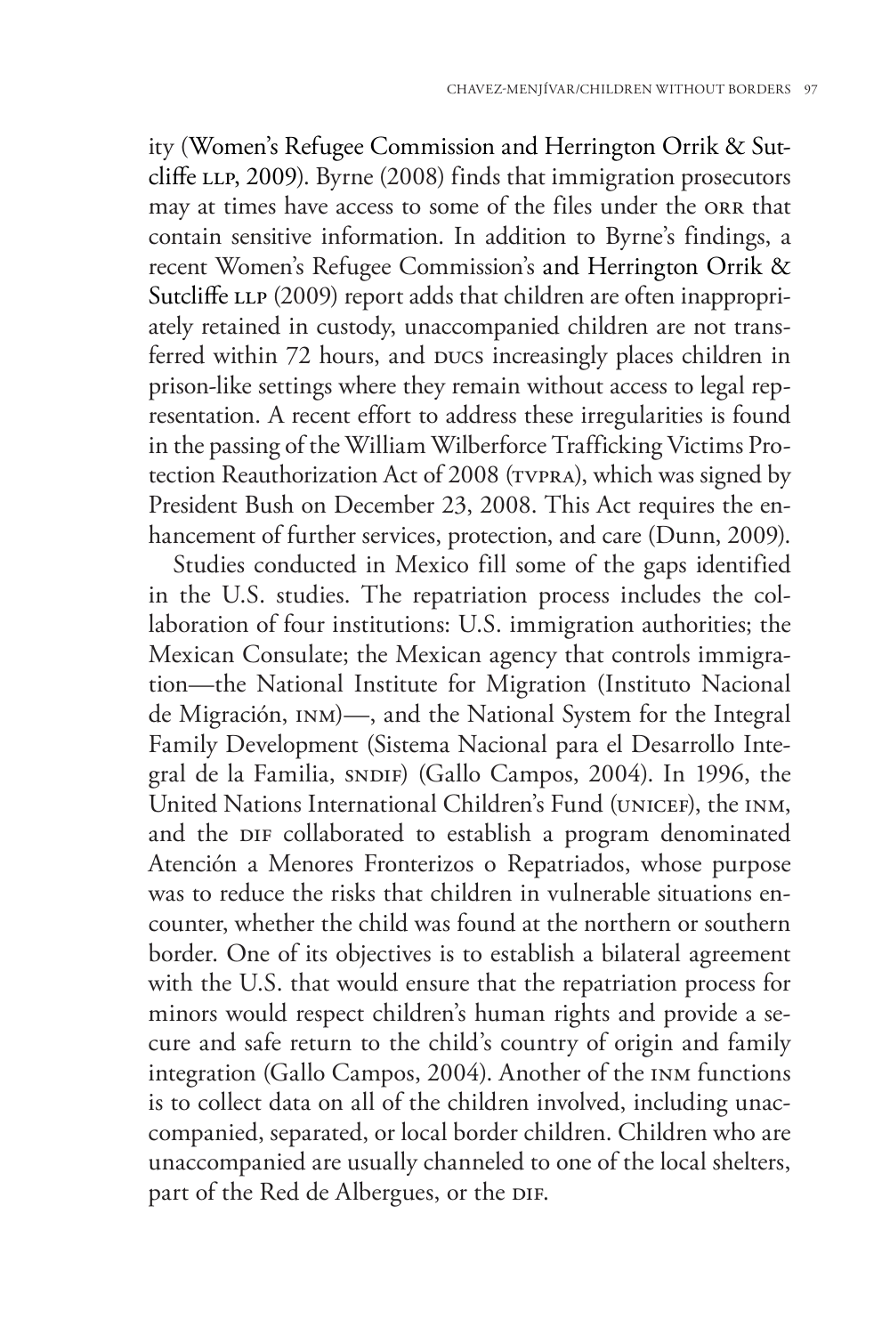ity (Women's Refugee Commission and Herrington Orrik & Sutcliffe LLP, 2009). Byrne (2008) finds that immigration prosecutors may at times have access to some of the files under the ORR that contain sensitive information. In addition to Byrne's findings, a recent Women's Refugee Commission's and Herrington Orrik & Sutcliffe LLP (2009) report adds that children are often inappropriately retained in custody, unaccompanied children are not transferred within 72 hours, and DUCS increasingly places children in prison-like settings where they remain without access to legal representation. A recent effort to address these irregularities is found in the passing of the William Wilberforce Trafficking Victims Protection Reauthorization Act of 2008 (TVPRA), which was signed by President Bush on December 23, 2008. This Act requires the enhancement of further services, protection, and care (Dunn, 2009).

Studies conducted in Mexico fill some of the gaps identified in the U.S. studies. The repatriation process includes the collaboration of four institutions: U.S. immigration authorities; the Mexican Consulate; the Mexican agency that controls immigration—the National Institute for Migration (Instituto Nacional de Migración, INM)—, and the National System for the Integral Family Development (Sistema Nacional para el Desarrollo Integral de la Familia, SNDIF) (Gallo Campos, 2004). In 1996, the United Nations International Children's Fund (UNICEF), the INM, and the DIF collaborated to establish a program denominated Atención a Menores Fronterizos o Repatriados, whose purpose was to reduce the risks that children in vulnerable situations encounter, whether the child was found at the northern or southern border. One of its objectives is to establish a bilateral agreement with the U.S. that would ensure that the repatriation process for minors would respect children's human rights and provide a secure and safe return to the child's country of origin and family integration (Gallo Campos, 2004). Another of the INM functions is to collect data on all of the children involved, including unaccompanied, separated, or local border children. Children who are unaccompanied are usually channeled to one of the local shelters, part of the Red de Albergues, or the DIF.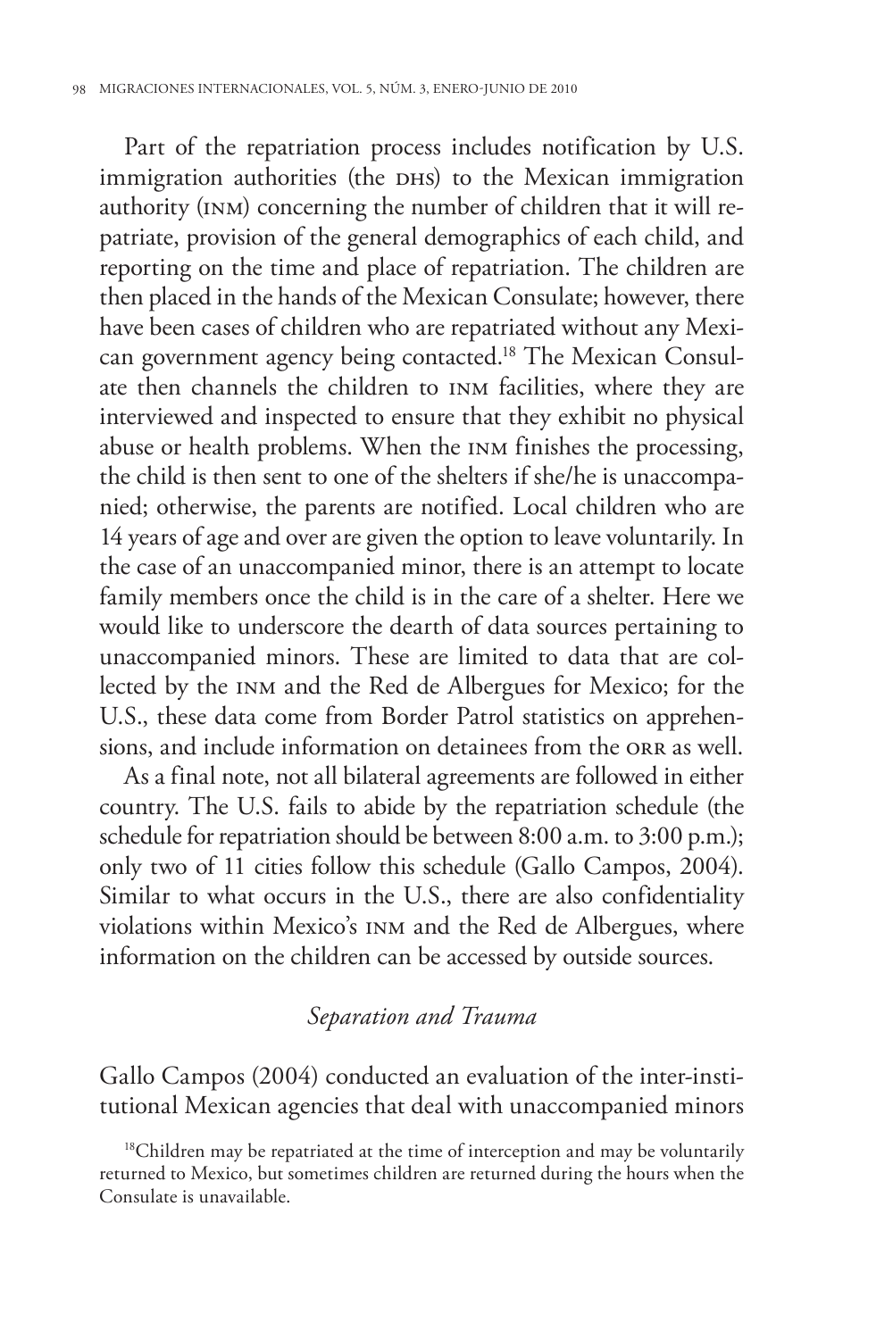Part of the repatriation process includes notification by U.S. immigration authorities (the DHS) to the Mexican immigration authority (INM) concerning the number of children that it will repatriate, provision of the general demographics of each child, and reporting on the time and place of repatriation. The children are then placed in the hands of the Mexican Consulate; however, there have been cases of children who are repatriated without any Mexican government agency being contacted.[18] The Mexican Consulate then channels the children to INM facilities, where they are interviewed and inspected to ensure that they exhibit no physical abuse or health problems. When the INM finishes the processing, the child is then sent to one of the shelters if she/he is unaccompanied; otherwise, the parents are notified. Local children who are 14 years of age and over are given the option to leave voluntarily. In the case of an unaccompanied minor, there is an attempt to locate family members once the child is in the care of a shelter. Here we would like to underscore the dearth of data sources pertaining to unaccompanied minors. These are limited to data that are collected by the INM and the Red de Albergues for Mexico; for the U.S., these data come from Border Patrol statistics on apprehensions, and include information on detainees from the ORR as well.

As a final note, not all bilateral agreements are followed in either country. The U.S. fails to abide by the repatriation schedule (the schedule for repatriation should be between 8:00 a.m. to 3:00 p.m.); only two of 11 cities follow this schedule (Gallo Campos, 2004). Similar to what occurs in the U.S., there are also confidentiality violations within Mexico's INM and the Red de Albergues, where information on the children can be accessed by outside sources.

### *Separation and Trauma*

Gallo Campos (2004) conducted an evaluation of the inter-institutional Mexican agencies that deal with unaccompanied minors

[18]Children may be repatriated at the time of interception and may be voluntarily returned to Mexico, but sometimes children are returned during the hours when the Consulate is unavailable.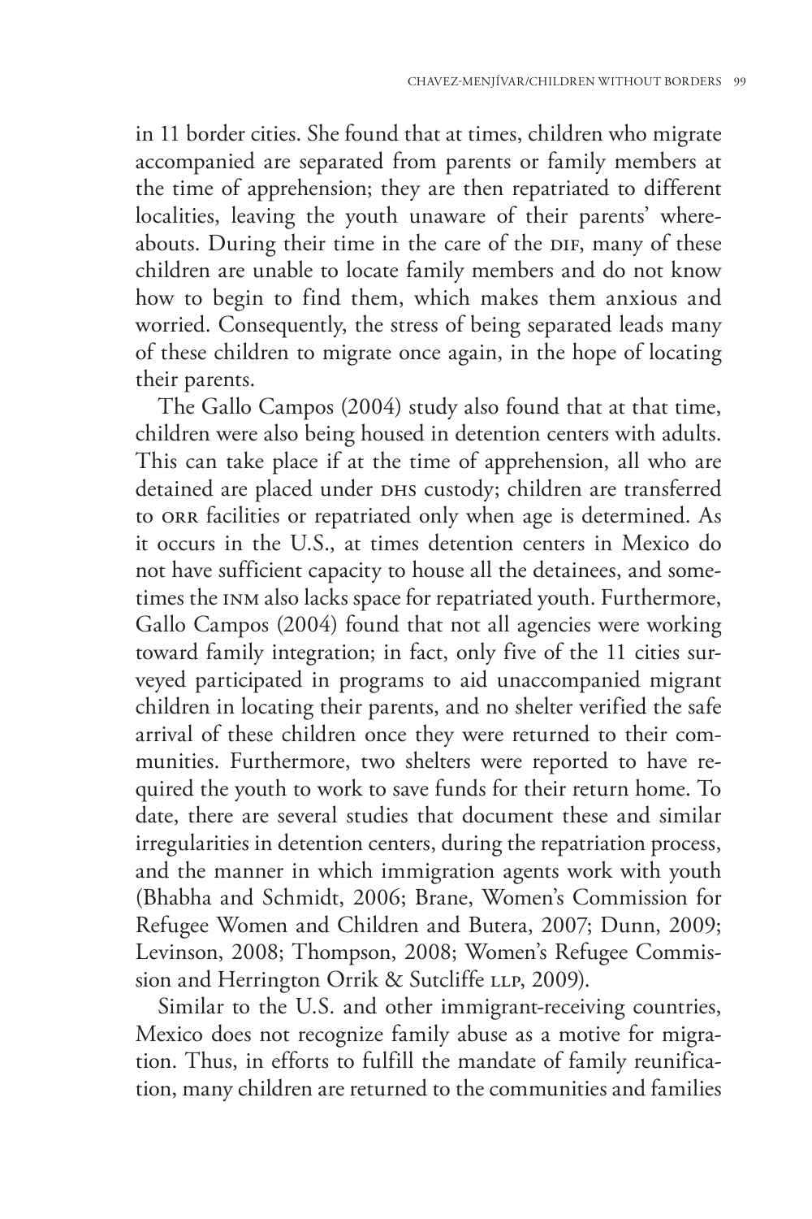in 11 border cities. She found that at times, children who migrate accompanied are separated from parents or family members at the time of apprehension; they are then repatriated to different localities, leaving the youth unaware of their parents' whereabouts. During their time in the care of the DIF, many of these children are unable to locate family members and do not know how to begin to find them, which makes them anxious and worried. Consequently, the stress of being separated leads many of these children to migrate once again, in the hope of locating their parents.

The Gallo Campos (2004) study also found that at that time, children were also being housed in detention centers with adults. This can take place if at the time of apprehension, all who are detained are placed under DHS custody; children are transferred to ORR facilities or repatriated only when age is determined. As it occurs in the U.S., at times detention centers in Mexico do not have sufficient capacity to house all the detainees, and sometimes the INM also lacks space for repatriated youth. Furthermore, Gallo Campos (2004) found that not all agencies were working toward family integration; in fact, only five of the 11 cities surveyed participated in programs to aid unaccompanied migrant children in locating their parents, and no shelter verified the safe arrival of these children once they were returned to their communities. Furthermore, two shelters were reported to have required the youth to work to save funds for their return home. To date, there are several studies that document these and similar irregularities in detention centers, during the repatriation process, and the manner in which immigration agents work with youth (Bhabha and Schmidt, 2006; Brane, Women's Commission for Refugee Women and Children and Butera, 2007; Dunn, 2009; Levinson, 2008; Thompson, 2008; Women's Refugee Commission and Herrington Orrik & Sutcliffe LLP, 2009).

Similar to the U.S. and other immigrant-receiving countries, Mexico does not recognize family abuse as a motive for migration. Thus, in efforts to fulfill the mandate of family reunification, many children are returned to the communities and families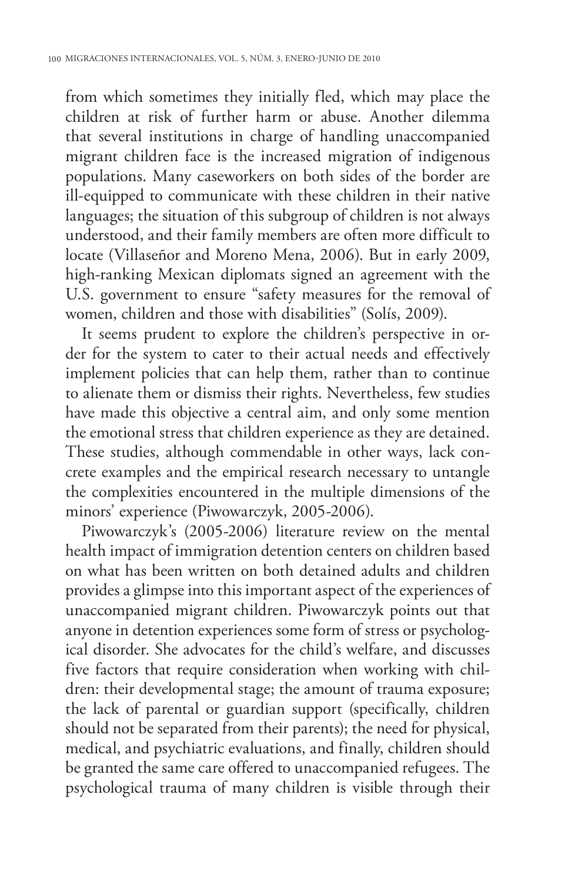from which sometimes they initially fled, which may place the children at risk of further harm or abuse. Another dilemma that several institutions in charge of handling unaccompanied migrant children face is the increased migration of indigenous populations. Many caseworkers on both sides of the border are ill-equipped to communicate with these children in their native languages; the situation of this subgroup of children is not always understood, and their family members are often more difficult to locate (Villaseñor and Moreno Mena, 2006). But in early 2009, high-ranking Mexican diplomats signed an agreement with the U.S. government to ensure "safety measures for the removal of women, children and those with disabilities" (Solís, 2009).

It seems prudent to explore the children's perspective in order for the system to cater to their actual needs and effectively implement policies that can help them, rather than to continue to alienate them or dismiss their rights. Nevertheless, few studies have made this objective a central aim, and only some mention the emotional stress that children experience as they are detained. These studies, although commendable in other ways, lack concrete examples and the empirical research necessary to untangle the complexities encountered in the multiple dimensions of the minors' experience (Piwowarczyk, 2005-2006).

Piwowarczyk's (2005-2006) literature review on the mental health impact of immigration detention centers on children based on what has been written on both detained adults and children provides a glimpse into this important aspect of the experiences of unaccompanied migrant children. Piwowarczyk points out that anyone in detention experiences some form of stress or psychological disorder. She advocates for the child's welfare, and discusses five factors that require consideration when working with children: their developmental stage; the amount of trauma exposure; the lack of parental or guardian support (specifically, children should not be separated from their parents); the need for physical, medical, and psychiatric evaluations, and finally, children should be granted the same care offered to unaccompanied refugees. The psychological trauma of many children is visible through their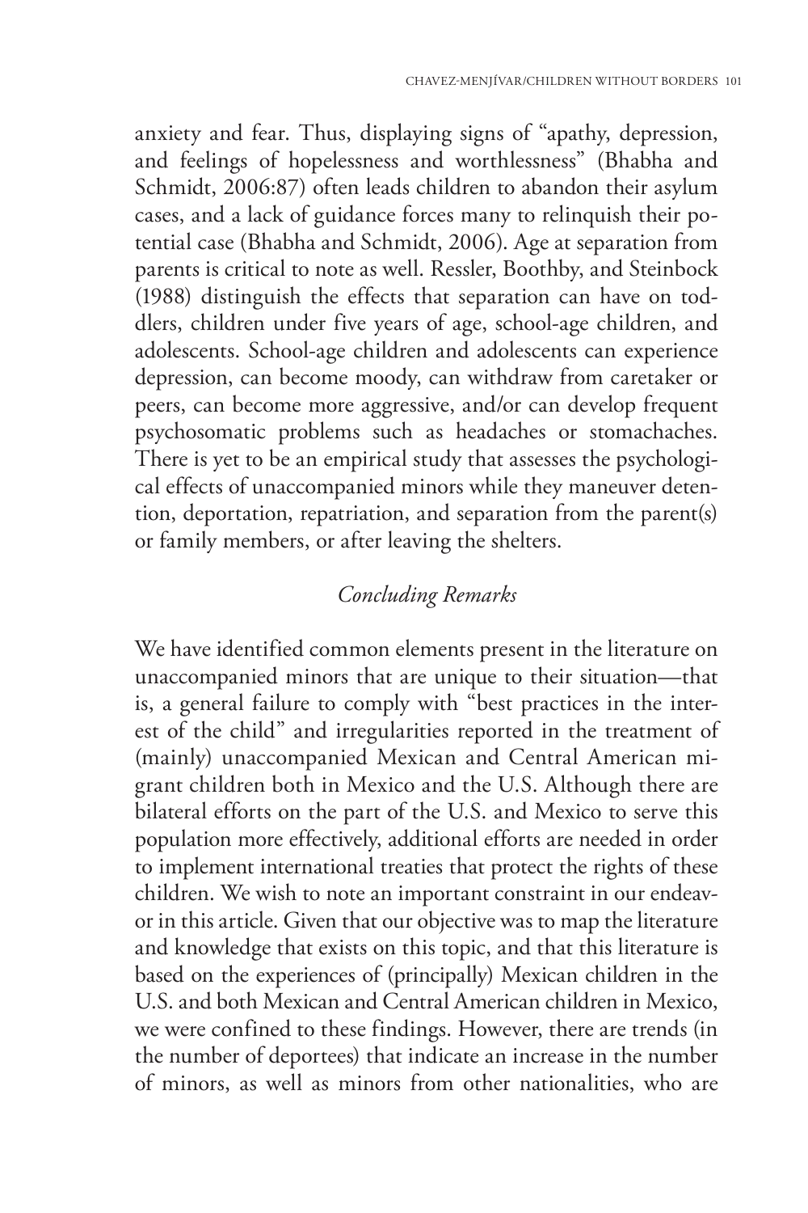anxiety and fear. Thus, displaying signs of "apathy, depression, and feelings of hopelessness and worthlessness" (Bhabha and Schmidt, 2006:87) often leads children to abandon their asylum cases, and a lack of guidance forces many to relinquish their potential case (Bhabha and Schmidt, 2006). Age at separation from parents is critical to note as well. Ressler, Boothby, and Steinbock (1988) distinguish the effects that separation can have on toddlers, children under five years of age, school-age children, and adolescents. School-age children and adolescents can experience depression, can become moody, can withdraw from caretaker or peers, can become more aggressive, and/or can develop frequent psychosomatic problems such as headaches or stomachaches. There is yet to be an empirical study that assesses the psychological effects of unaccompanied minors while they maneuver detention, deportation, repatriation, and separation from the parent(s) or family members, or after leaving the shelters.

## *Concluding Remarks*

We have identified common elements present in the literature on unaccompanied minors that are unique to their situation—that is, a general failure to comply with "best practices in the interest of the child" and irregularities reported in the treatment of (mainly) unaccompanied Mexican and Central American migrant children both in Mexico and the U.S. Although there are bilateral efforts on the part of the U.S. and Mexico to serve this population more effectively, additional efforts are needed in order to implement international treaties that protect the rights of these children. We wish to note an important constraint in our endeavor in this article. Given that our objective was to map the literature and knowledge that exists on this topic, and that this literature is based on the experiences of (principally) Mexican children in the U.S. and both Mexican and Central American children in Mexico, we were confined to these findings. However, there are trends (in the number of deportees) that indicate an increase in the number of minors, as well as minors from other nationalities, who are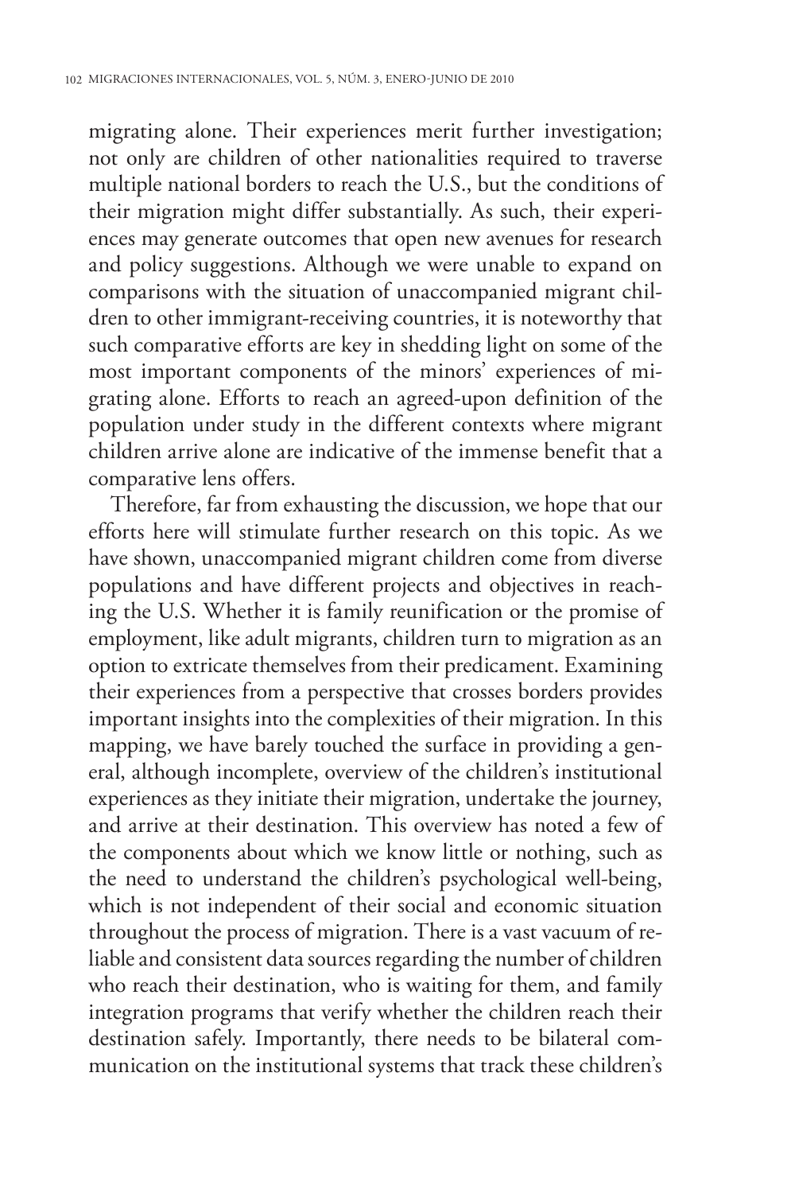migrating alone. Their experiences merit further investigation; not only are children of other nationalities required to traverse multiple national borders to reach the U.S., but the conditions of their migration might differ substantially. As such, their experiences may generate outcomes that open new avenues for research and policy suggestions. Although we were unable to expand on comparisons with the situation of unaccompanied migrant children to other immigrant-receiving countries, it is noteworthy that such comparative efforts are key in shedding light on some of the most important components of the minors' experiences of migrating alone. Efforts to reach an agreed-upon definition of the population under study in the different contexts where migrant children arrive alone are indicative of the immense benefit that a comparative lens offers.

Therefore, far from exhausting the discussion, we hope that our efforts here will stimulate further research on this topic. As we have shown, unaccompanied migrant children come from diverse populations and have different projects and objectives in reaching the U.S. Whether it is family reunification or the promise of employment, like adult migrants, children turn to migration as an option to extricate themselves from their predicament. Examining their experiences from a perspective that crosses borders provides important insights into the complexities of their migration. In this mapping, we have barely touched the surface in providing a general, although incomplete, overview of the children's institutional experiences as they initiate their migration, undertake the journey, and arrive at their destination. This overview has noted a few of the components about which we know little or nothing, such as the need to understand the children's psychological well-being, which is not independent of their social and economic situation throughout the process of migration. There is a vast vacuum of reliable and consistent data sources regarding the number of children who reach their destination, who is waiting for them, and family integration programs that verify whether the children reach their destination safely. Importantly, there needs to be bilateral communication on the institutional systems that track these children's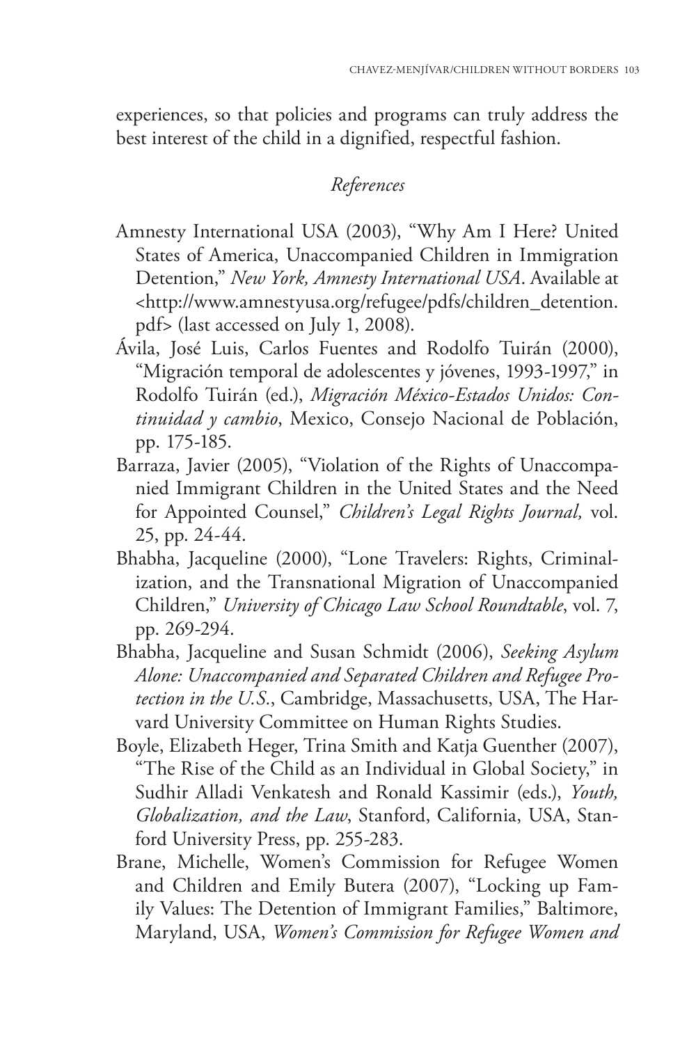experiences, so that policies and programs can truly address the best interest of the child in a dignified, respectful fashion.

## *References*

Amnesty International USA (2003), "Why Am I Here? United States of America, Unaccompanied Children in Immigration Detention," *New York, Amnesty International USA*. Available at <http://www.amnestyusa.org/refugee/pdfs/children_detention.pdf> (last accessed on July 1, 2008).

Ávila, José Luis, Carlos Fuentes and Rodolfo Tuirán (2000), "Migración temporal de adolescentes y jóvenes, 1993-1997," in Rodolfo Tuirán (ed.), *Migración México-Estados Unidos: Continuidad y cambio*, Mexico, Consejo Nacional de Población, pp. 175-185.

Barraza, Javier (2005), "Violation of the Rights of Unaccompanied Immigrant Children in the United States and the Need for Appointed Counsel," *Children's Legal Rights Journal,* vol. 25, pp. 24-44.

Bhabha, Jacqueline (2000), "Lone Travelers: Rights, Criminalization, and the Transnational Migration of Unaccompanied Children," *University of Chicago Law School Roundtable*, vol. 7, pp. 269-294.

Bhabha, Jacqueline and Susan Schmidt (2006), *Seeking Asylum Alone: Unaccompanied and Separated Children and Refugee Protection in the U.S.*, Cambridge, Massachusetts, USA, The Harvard University Committee on Human Rights Studies.

Boyle, Elizabeth Heger, Trina Smith and Katja Guenther (2007), "The Rise of the Child as an Individual in Global Society," in Sudhir Alladi Venkatesh and Ronald Kassimir (eds.), *Youth, Globalization, and the Law*, Stanford, California, USA, Stanford University Press, pp. 255-283.

Brane, Michelle, Women's Commission for Refugee Women and Children and Emily Butera (2007), "Locking up Family Values: The Detention of Immigrant Families," Baltimore, Maryland, USA, *Women's Commission for Refugee Women and*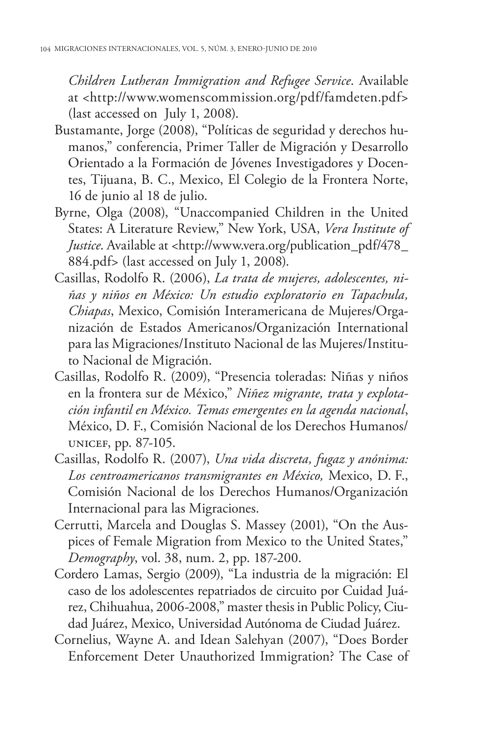*Children Lutheran Immigration and Refugee Service*. Available at <http://www.womenscommission.org/pdf/famdeten.pdf> (last accessed on July 1, 2008).

Bustamante, Jorge (2008), "Políticas de seguridad y derechos humanos," conferencia, Primer Taller de Migración y Desarrollo Orientado a la Formación de Jóvenes Investigadores y Docentes, Tijuana, B. C., Mexico, El Colegio de la Frontera Norte, 16 de junio al 18 de julio.

Byrne, Olga (2008), "Unaccompanied Children in the United States: A Literature Review," New York, USA, *Vera Institute of Justice*. Available at <http://www.vera.org/publication_pdf/478_884.pdf> (last accessed on July 1, 2008).

Casillas, Rodolfo R. (2006), *La trata de mujeres, adolescentes, niñas y niños en México: Un estudio exploratorio en Tapachula, Chiapas*, Mexico, Comisión Interamericana de Mujeres/Organización de Estados Americanos/Organización International para las Migraciones/Instituto Nacional de las Mujeres/Instituto Nacional de Migración.

Casillas, Rodolfo R. (2009), "Presencia toleradas: Niñas y niños en la frontera sur de México," *Niñez migrante, trata y explotación infantil en México. Temas emergentes en la agenda nacional*, México, D. F., Comisión Nacional de los Derechos Humanos/UNICEF, pp. 87-105.

Casillas, Rodolfo R. (2007), *Una vida discreta, fugaz y anónima: Los centroamericanos transmigrantes en México,* Mexico, D. F., Comisión Nacional de los Derechos Humanos/Organización Internacional para las Migraciones.

Cerrutti, Marcela and Douglas S. Massey (2001), "On the Auspices of Female Migration from Mexico to the United States," *Demography*, vol. 38, num. 2, pp. 187-200.

Cordero Lamas, Sergio (2009), "La industria de la migración: El caso de los adolescentes repatriados de circuito por Cuidad Juárez, Chihuahua, 2006-2008," master thesis in Public Policy, Ciudad Juárez, Mexico, Universidad Autónoma de Ciudad Juárez.

Cornelius, Wayne A. and Idean Salehyan (2007), "Does Border Enforcement Deter Unauthorized Immigration? The Case of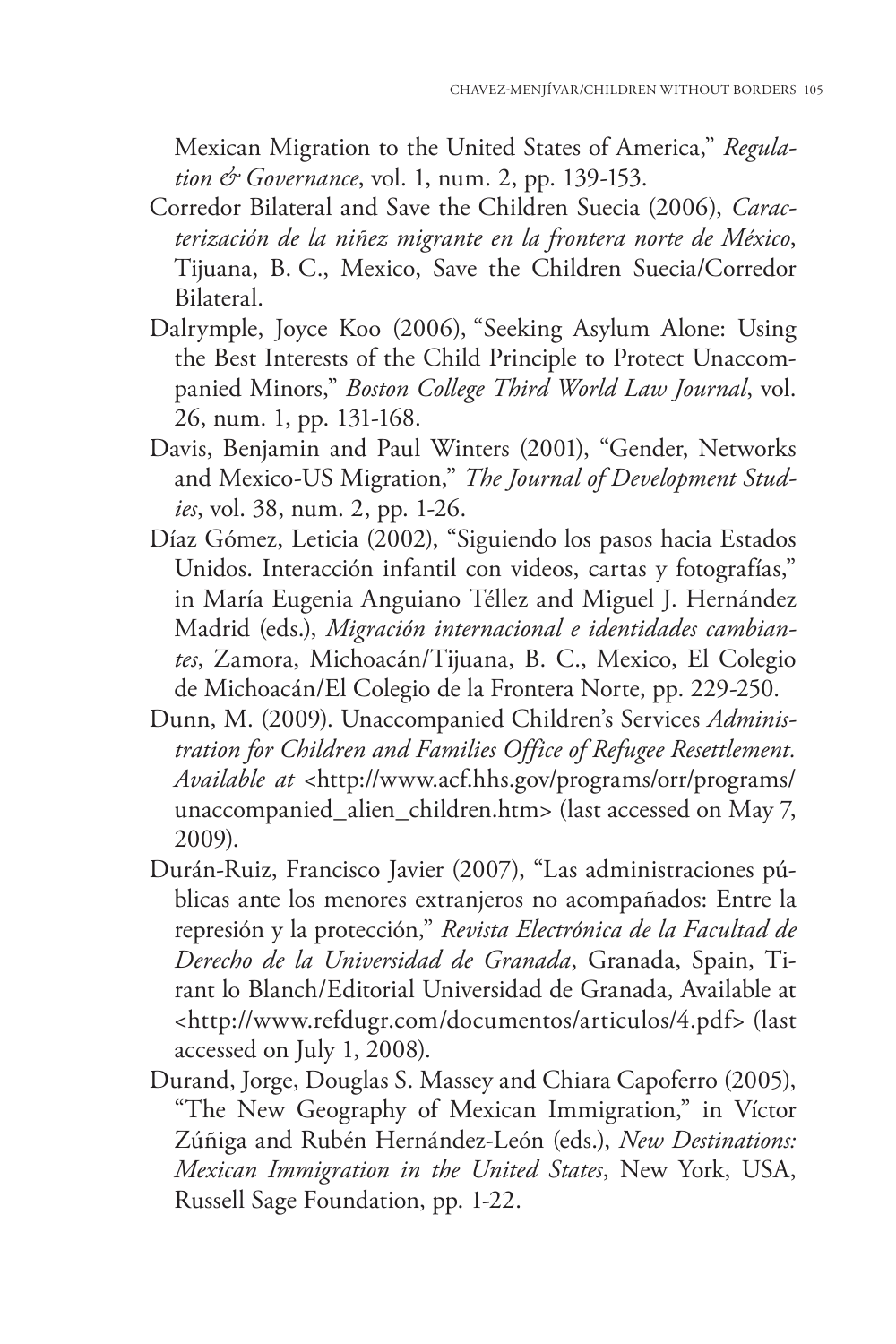Mexican Migration to the United States of America," *Regulation & Governance*, vol. 1, num. 2, pp. 139-153.

Corredor Bilateral and Save the Children Suecia (2006), *Caracterización de la niñez migrante en la frontera norte de México*, Tijuana, B. C., Mexico, Save the Children Suecia/Corredor Bilateral.

Dalrymple, Joyce Koo (2006), "Seeking Asylum Alone: Using the Best Interests of the Child Principle to Protect Unaccompanied Minors," *Boston College Third World Law Journal*, vol. 26, num. 1, pp. 131-168.

Davis, Benjamin and Paul Winters (2001), "Gender, Networks and Mexico-US Migration," *The Journal of Development Studies*, vol. 38, num. 2, pp. 1-26.

Díaz Gómez, Leticia (2002), "Siguiendo los pasos hacia Estados Unidos. Interacción infantil con videos, cartas y fotografías," in María Eugenia Anguiano Téllez and Miguel J. Hernández Madrid (eds.), *Migración internacional e identidades cambiantes*, Zamora, Michoacán/Tijuana, B. C., Mexico, El Colegio de Michoacán/El Colegio de la Frontera Norte, pp. 229-250.

Dunn, M. (2009). Unaccompanied Children's Services *Administration for Children and Families Office of Refugee Resettlement. Available at* <http://www.acf.hhs.gov/programs/orr/programs/unaccompanied_alien_children.htm> (last accessed on May 7, 2009).

Durán-Ruiz, Francisco Javier (2007), "Las administraciones públicas ante los menores extranjeros no acompañados: Entre la represión y la protección," *Revista Electrónica de la Facultad de Derecho de la Universidad de Granada*, Granada, Spain, Tirant lo Blanch/Editorial Universidad de Granada, Available at <http://www.refdugr.com/documentos/articulos/4.pdf> (last accessed on July 1, 2008).

Durand, Jorge, Douglas S. Massey and Chiara Capoferro (2005), "The New Geography of Mexican Immigration," in Víctor Zúñiga and Rubén Hernández-León (eds.), *New Destinations: Mexican Immigration in the United States*, New York, USA, Russell Sage Foundation, pp. 1-22.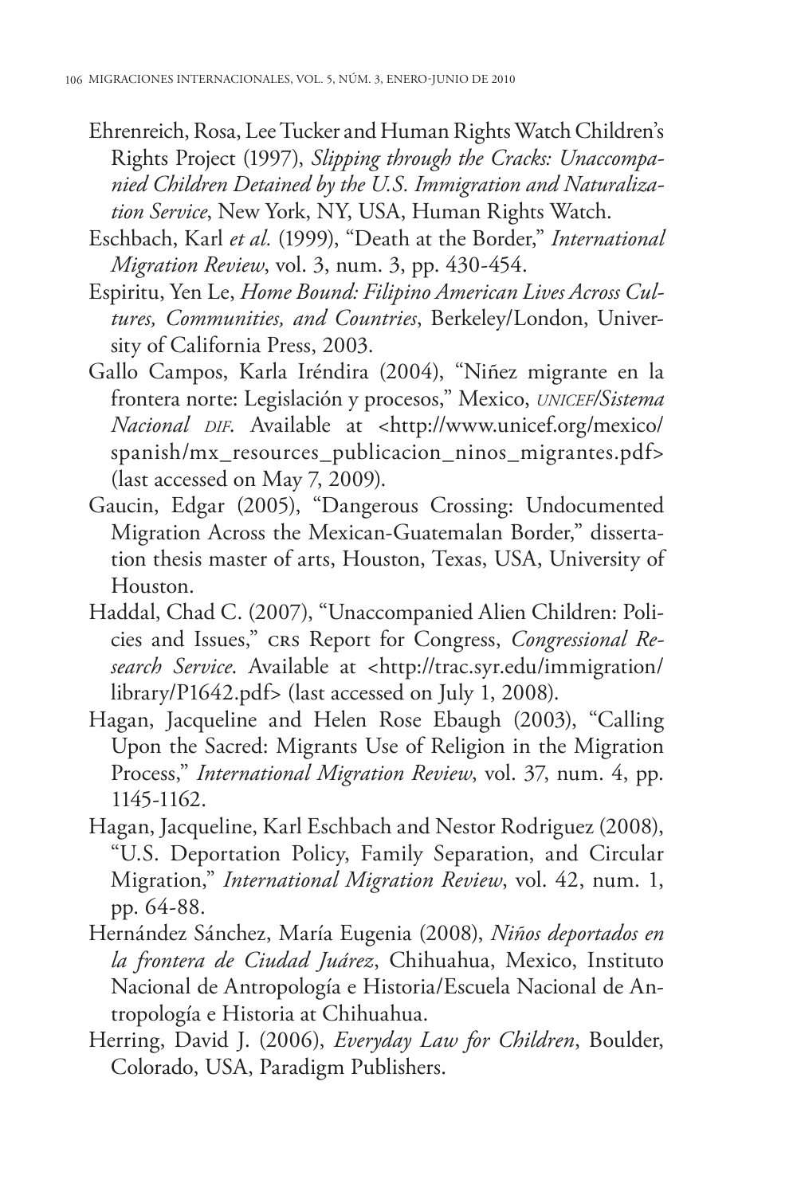Ehrenreich, Rosa, Lee Tucker and Human Rights Watch Children's Rights Project (1997), *Slipping through the Cracks: Unaccompanied Children Detained by the U.S. Immigration and Naturalization Service*, New York, NY, USA, Human Rights Watch.

Eschbach, Karl *et al.* (1999), "Death at the Border," *International Migration Review*, vol. 3, num. 3, pp. 430-454.

Espiritu, Yen Le, *Home Bound: Filipino American Lives Across Cultures, Communities, and Countries*, Berkeley/London, University of California Press, 2003.

Gallo Campos, Karla Iréndira (2004), "Niñez migrante en la frontera norte: Legislación y procesos," Mexico, *UNICEF/Sistema Nacional DIF*. Available at <http://www.unicef.org/mexico/spanish/mx_resources_publicacion_ninos_migrantes.pdf> (last accessed on May 7, 2009).

Gaucin, Edgar (2005), "Dangerous Crossing: Undocumented Migration Across the Mexican-Guatemalan Border," dissertation thesis master of arts, Houston, Texas, USA, University of Houston.

Haddal, Chad C. (2007), "Unaccompanied Alien Children: Policies and Issues," CRS Report for Congress, *Congressional Research Service*. Available at <http://trac.syr.edu/immigration/library/P1642.pdf> (last accessed on July 1, 2008).

Hagan, Jacqueline and Helen Rose Ebaugh (2003), "Calling Upon the Sacred: Migrants Use of Religion in the Migration Process," *International Migration Review*, vol. 37, num. 4, pp. 1145-1162.

Hagan, Jacqueline, Karl Eschbach and Nestor Rodriguez (2008), "U.S. Deportation Policy, Family Separation, and Circular Migration," *International Migration Review*, vol. 42, num. 1, pp. 64-88.

Hernández Sánchez, María Eugenia (2008), *Niños deportados en la frontera de Ciudad Juárez*, Chihuahua, Mexico, Instituto Nacional de Antropología e Historia/Escuela Nacional de Antropología e Historia at Chihuahua.

Herring, David J. (2006), *Everyday Law for Children*, Boulder, Colorado, USA, Paradigm Publishers.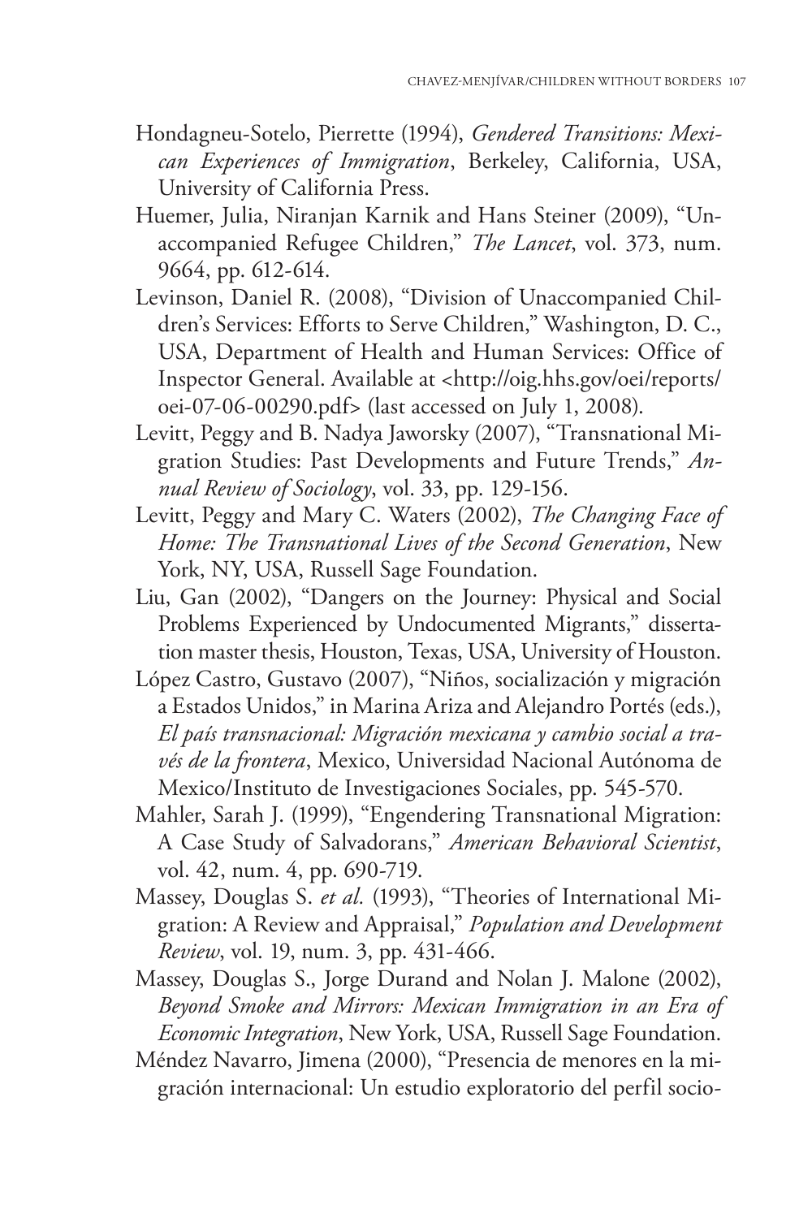Hondagneu-Sotelo, Pierrette (1994), *Gendered Transitions: Mexican Experiences of Immigration*, Berkeley, California, USA, University of California Press.

Huemer, Julia, Niranjan Karnik and Hans Steiner (2009), "Unaccompanied Refugee Children," *The Lancet*, vol. 373, num. 9664, pp. 612-614.

Levinson, Daniel R. (2008), "Division of Unaccompanied Children's Services: Efforts to Serve Children," Washington, D. C., USA, Department of Health and Human Services: Office of Inspector General. Available at <http://oig.hhs.gov/oei/reports/oei-07-06-00290.pdf> (last accessed on July 1, 2008).

Levitt, Peggy and B. Nadya Jaworsky (2007), "Transnational Migration Studies: Past Developments and Future Trends," *Annual Review of Sociology*, vol. 33, pp. 129-156.

Levitt, Peggy and Mary C. Waters (2002), *The Changing Face of Home: The Transnational Lives of the Second Generation*, New York, NY, USA, Russell Sage Foundation.

Liu, Gan (2002), "Dangers on the Journey: Physical and Social Problems Experienced by Undocumented Migrants," dissertation master thesis, Houston, Texas, USA, University of Houston.

López Castro, Gustavo (2007), "Niños, socialización y migración a Estados Unidos," in Marina Ariza and Alejandro Portés (eds.), *El país transnacional: Migración mexicana y cambio social a través de la frontera*, Mexico, Universidad Nacional Autónoma de Mexico/Instituto de Investigaciones Sociales, pp. 545-570.

Mahler, Sarah J. (1999), "Engendering Transnational Migration: A Case Study of Salvadorans," *American Behavioral Scientist*, vol. 42, num. 4, pp. 690-719.

Massey, Douglas S. *et al.* (1993), "Theories of International Migration: A Review and Appraisal," *Population and Development Review*, vol. 19, num. 3, pp. 431-466.

Massey, Douglas S., Jorge Durand and Nolan J. Malone (2002), *Beyond Smoke and Mirrors: Mexican Immigration in an Era of Economic Integration*, New York, USA, Russell Sage Foundation.

Méndez Navarro, Jimena (2000), "Presencia de menores en la migración internacional: Un estudio exploratorio del perfil socio-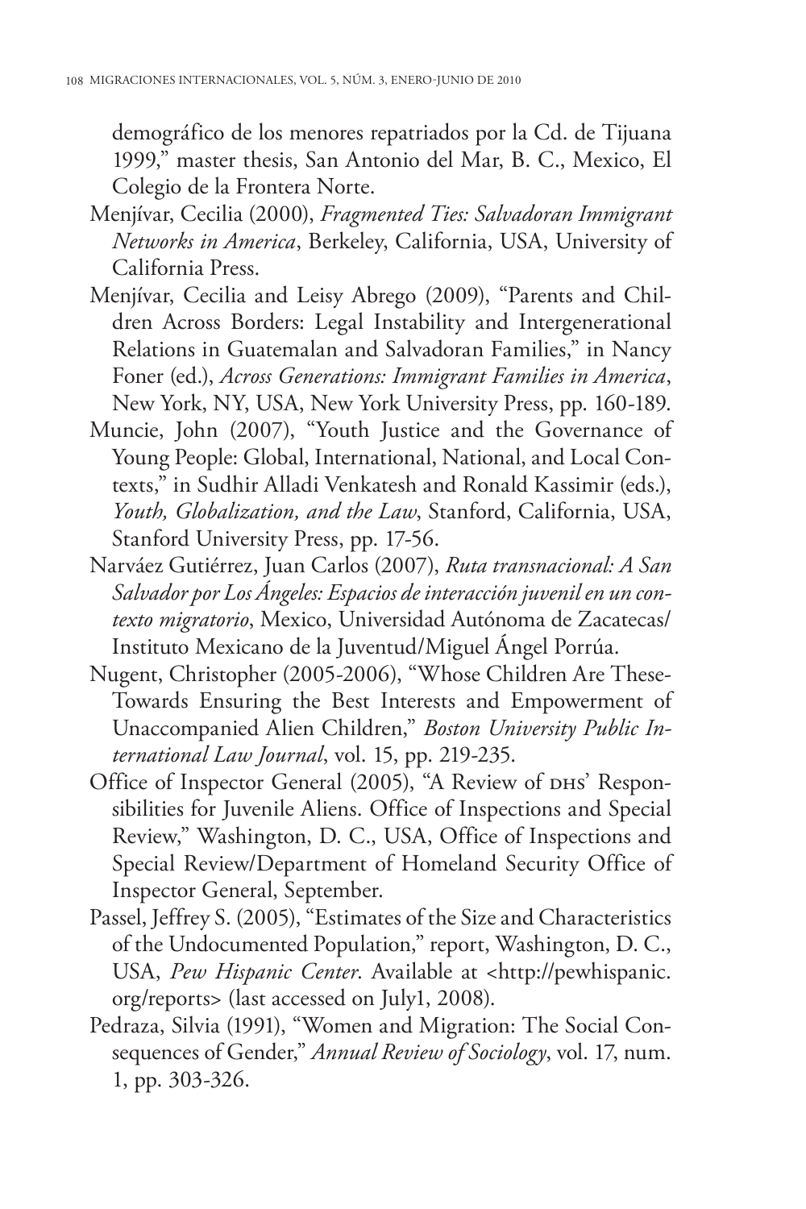demográfico de los menores repatriados por la Cd. de Tijuana 1999," master thesis, San Antonio del Mar, B. C., Mexico, El Colegio de la Frontera Norte.

Menjívar, Cecilia (2000), *Fragmented Ties: Salvadoran Immigrant Networks in America*, Berkeley, California, USA, University of California Press.

Menjívar, Cecilia and Leisy Abrego (2009), "Parents and Children Across Borders: Legal Instability and Intergenerational Relations in Guatemalan and Salvadoran Families," in Nancy Foner (ed.), *Across Generations: Immigrant Families in America*, New York, NY, USA, New York University Press, pp. 160-189.

Muncie, John (2007), "Youth Justice and the Governance of Young People: Global, International, National, and Local Contexts," in Sudhir Alladi Venkatesh and Ronald Kassimir (eds.), *Youth, Globalization, and the Law*, Stanford, California, USA, Stanford University Press, pp. 17-56.

Narváez Gutiérrez, Juan Carlos (2007), *Ruta transnacional: A San Salvador por Los Ángeles: Espacios de interacción juvenil en un contexto migratorio*, Mexico, Universidad Autónoma de Zacatecas/ Instituto Mexicano de la Juventud/Miguel Ángel Porrúa.

Nugent, Christopher (2005-2006), "Whose Children Are These-Towards Ensuring the Best Interests and Empowerment of Unaccompanied Alien Children," *Boston University Public International Law Journal*, vol. 15, pp. 219-235.

Office of Inspector General (2005), "A Review of DHS' Responsibilities for Juvenile Aliens. Office of Inspections and Special Review," Washington, D. C., USA, Office of Inspections and Special Review/Department of Homeland Security Office of Inspector General, September.

Passel, Jeffrey S. (2005), "Estimates of the Size and Characteristics of the Undocumented Population," report, Washington, D. C., USA, *Pew Hispanic Center*. Available at <http://pewhispanic.org/reports> (last accessed on July1, 2008).

Pedraza, Silvia (1991), "Women and Migration: The Social Consequences of Gender," *Annual Review of Sociology*, vol. 17, num. 1, pp. 303-326.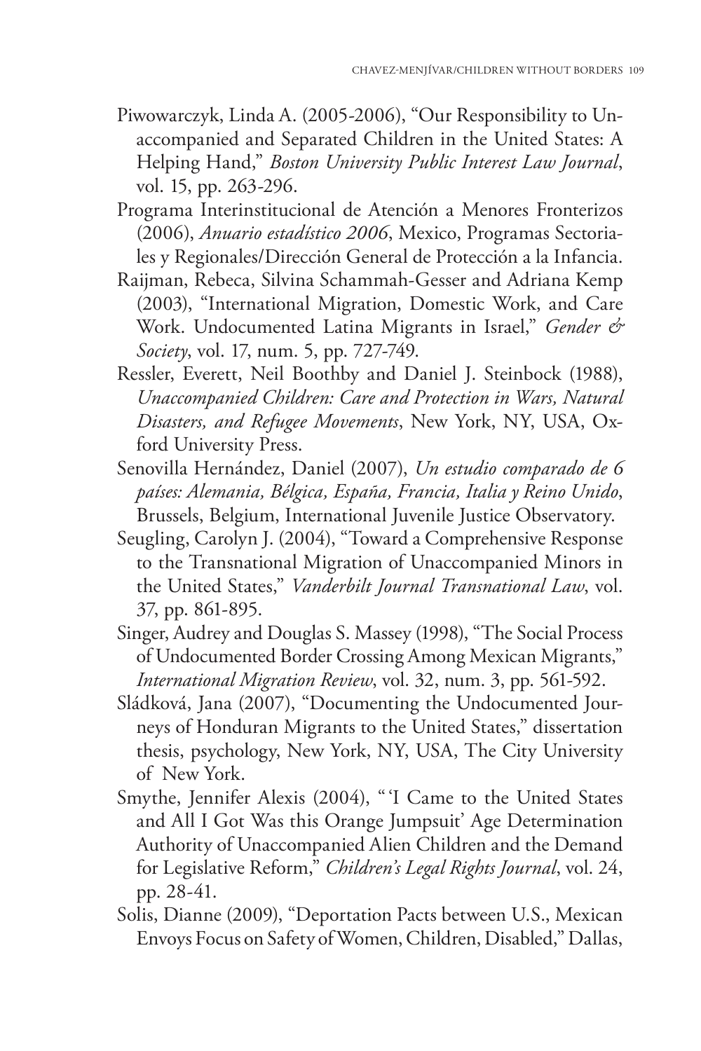Piwowarczyk, Linda A. (2005-2006), "Our Responsibility to Unaccompanied and Separated Children in the United States: A Helping Hand," *Boston University Public Interest Law Journal*, vol. 15, pp. 263-296.

Programa Interinstitucional de Atención a Menores Fronterizos (2006), *Anuario estadístico 2006*, Mexico, Programas Sectoriales y Regionales/Dirección General de Protección a la Infancia.

Raijman, Rebeca, Silvina Schammah-Gesser and Adriana Kemp (2003), "International Migration, Domestic Work, and Care Work. Undocumented Latina Migrants in Israel," *Gender & Society*, vol. 17, num. 5, pp. 727-749.

Ressler, Everett, Neil Boothby and Daniel J. Steinbock (1988), *Unaccompanied Children: Care and Protection in Wars, Natural Disasters, and Refugee Movements*, New York, NY, USA, Oxford University Press.

Senovilla Hernández, Daniel (2007), *Un estudio comparado de 6 países: Alemania, Bélgica, España, Francia, Italia y Reino Unido*, Brussels, Belgium, International Juvenile Justice Observatory.

Seugling, Carolyn J. (2004), "Toward a Comprehensive Response to the Transnational Migration of Unaccompanied Minors in the United States," *Vanderbilt Journal Transnational Law*, vol. 37, pp. 861-895.

Singer, Audrey and Douglas S. Massey (1998), "The Social Process of Undocumented Border Crossing Among Mexican Migrants," *International Migration Review*, vol. 32, num. 3, pp. 561-592.

Sládková, Jana (2007), "Documenting the Undocumented Journeys of Honduran Migrants to the United States," dissertation thesis, psychology, New York, NY, USA, The City University of New York.

Smythe, Jennifer Alexis (2004), "'I Came to the United States and All I Got Was this Orange Jumpsuit' Age Determination Authority of Unaccompanied Alien Children and the Demand for Legislative Reform," *Children's Legal Rights Journal*, vol. 24, pp. 28-41.

Solis, Dianne (2009), "Deportation Pacts between U.S., Mexican Envoys Focus on Safety of Women, Children, Disabled," Dallas,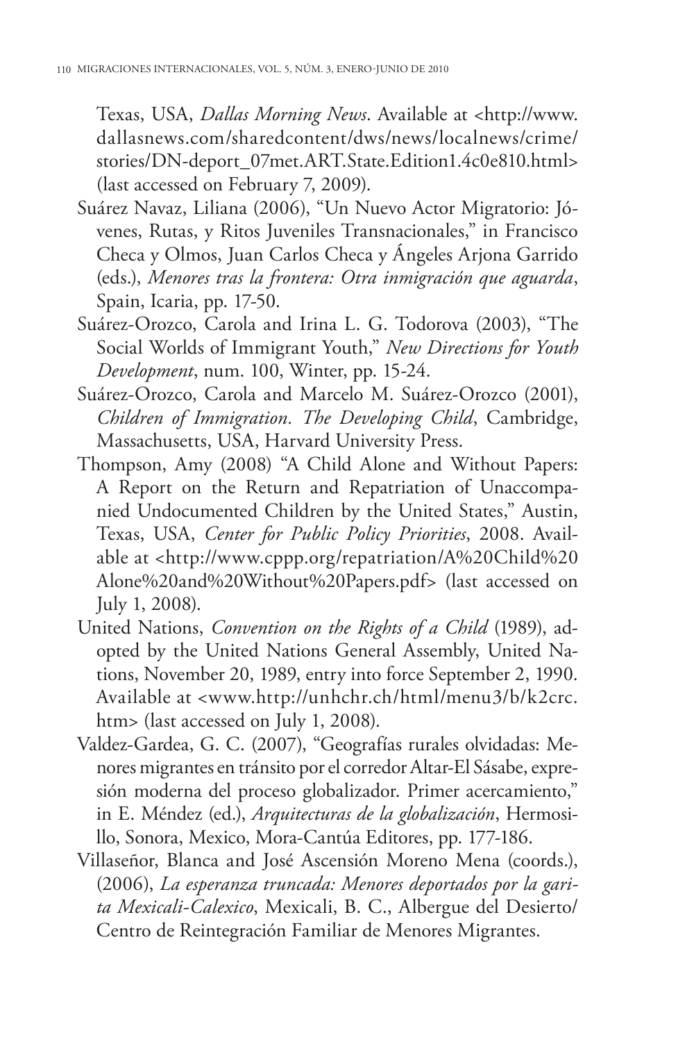Texas, USA, *Dallas Morning News*. Available at <http://www.dallasnews.com/sharedcontent/dws/news/localnews/crime/stories/DN-deport_07met.ART.State.Edition1.4c0e810.html> (last accessed on February 7, 2009).

Suárez Navaz, Liliana (2006), "Un Nuevo Actor Migratorio: Jóvenes, Rutas, y Ritos Juveniles Transnacionales," in Francisco Checa y Olmos, Juan Carlos Checa y Ángeles Arjona Garrido (eds.), *Menores tras la frontera: Otra inmigración que aguarda*, Spain, Icaria, pp. 17-50.

Suárez-Orozco, Carola and Irina L. G. Todorova (2003), "The Social Worlds of Immigrant Youth," *New Directions for Youth Development*, num. 100, Winter, pp. 15-24.

Suárez-Orozco, Carola and Marcelo M. Suárez-Orozco (2001), *Children of Immigration. The Developing Child*, Cambridge, Massachusetts, USA, Harvard University Press.

Thompson, Amy (2008) "A Child Alone and Without Papers: A Report on the Return and Repatriation of Unaccompanied Undocumented Children by the United States," Austin, Texas, USA, *Center for Public Policy Priorities*, 2008. Available at <http://www.cppp.org/repatriation/A%20Child%20Alone%20and%20Without%20Papers.pdf> (last accessed on July 1, 2008).

United Nations, *Convention on the Rights of a Child* (1989), adopted by the United Nations General Assembly, United Nations, November 20, 1989, entry into force September 2, 1990. Available at <www.http://unhchr.ch/html/menu3/b/k2crc.htm> (last accessed on July 1, 2008).

Valdez-Gardea, G. C. (2007), "Geografías rurales olvidadas: Menores migrantes en tránsito por el corredor Altar-El Sásabe, expresión moderna del proceso globalizador. Primer acercamiento," in E. Méndez (ed.), *Arquitecturas de la globalización*, Hermosillo, Sonora, Mexico, Mora-Cantúa Editores, pp. 177-186.

Villaseñor, Blanca and José Ascensión Moreno Mena (coords.), (2006), *La esperanza truncada: Menores deportados por la garita Mexicali-Calexico*, Mexicali, B. C., Albergue del Desierto/ Centro de Reintegración Familiar de Menores Migrantes.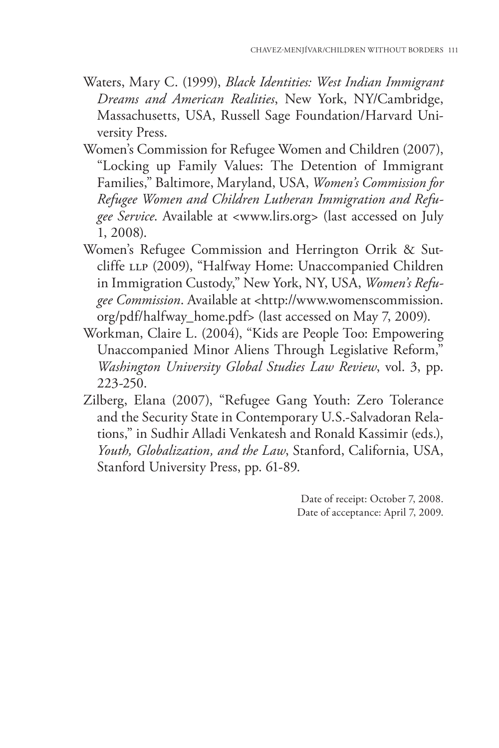Waters, Mary C. (1999), *Black Identities: West Indian Immigrant Dreams and American Realities*, New York, NY/Cambridge, Massachusetts, USA, Russell Sage Foundation/Harvard University Press.

Women's Commission for Refugee Women and Children (2007), "Locking up Family Values: The Detention of Immigrant Families," Baltimore, Maryland, USA, *Women's Commission for Refugee Women and Children Lutheran Immigration and Refugee Service*. Available at <www.lirs.org> (last accessed on July 1, 2008).

Women's Refugee Commission and Herrington Orrik & Sutcliffe LLP (2009), "Halfway Home: Unaccompanied Children in Immigration Custody," New York, NY, USA, *Women's Refugee Commission*. Available at <http://www.womenscommission.org/pdf/halfway_home.pdf> (last accessed on May 7, 2009).

Workman, Claire L. (2004), "Kids are People Too: Empowering Unaccompanied Minor Aliens Through Legislative Reform," *Washington University Global Studies Law Review*, vol. 3, pp. 223-250.

Zilberg, Elana (2007), "Refugee Gang Youth: Zero Tolerance and the Security State in Contemporary U.S.-Salvadoran Relations," in Sudhir Alladi Venkatesh and Ronald Kassimir (eds.), *Youth, Globalization, and the Law*, Stanford, California, USA, Stanford University Press, pp. 61-89.

Date of receipt: October 7, 2008.
Date of acceptance: April 7, 2009.